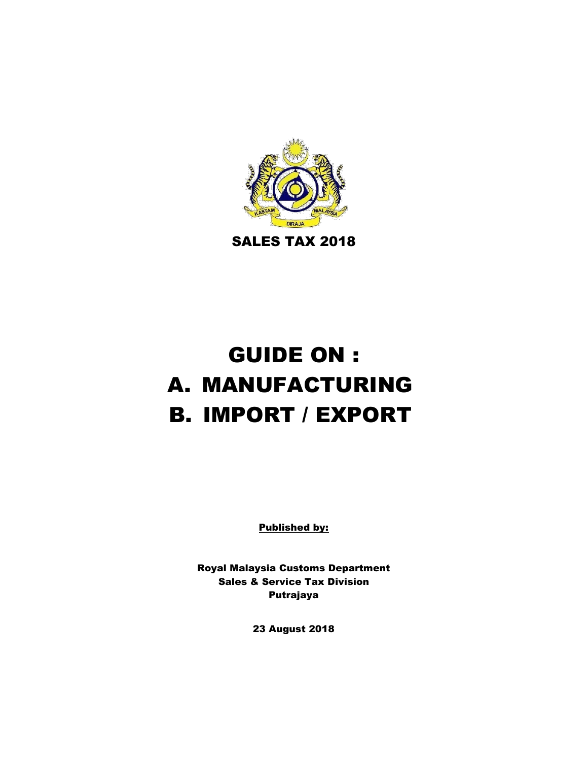SALES TAX 2018

# GUIDE ON :
# A. MANUFACTURING
# B. IMPORT / EXPORT

**Published by:**

**Royal Malaysia Customs Department**
**Sales & Service Tax Division**
**Putrajaya**

**23 August 2018**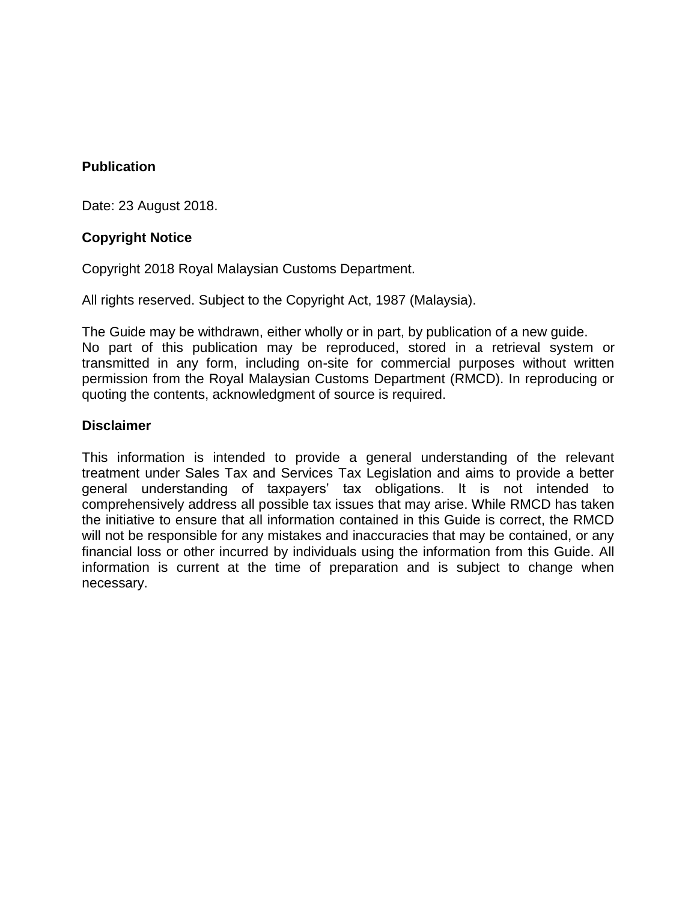## Publication

Date: 23 August 2018.

## Copyright Notice

Copyright 2018 Royal Malaysian Customs Department.

All rights reserved. Subject to the Copyright Act, 1987 (Malaysia).

The Guide may be withdrawn, either wholly or in part, by publication of a new guide. No part of this publication may be reproduced, stored in a retrieval system or transmitted in any form, including on-site for commercial purposes without written permission from the Royal Malaysian Customs Department (RMCD). In reproducing or quoting the contents, acknowledgment of source is required.

## Disclaimer

This information is intended to provide a general understanding of the relevant treatment under Sales Tax and Services Tax Legislation and aims to provide a better general understanding of taxpayers' tax obligations. It is not intended to comprehensively address all possible tax issues that may arise. While RMCD has taken the initiative to ensure that all information contained in this Guide is correct, the RMCD will not be responsible for any mistakes and inaccuracies that may be contained, or any financial loss or other incurred by individuals using the information from this Guide. All information is current at the time of preparation and is subject to change when necessary.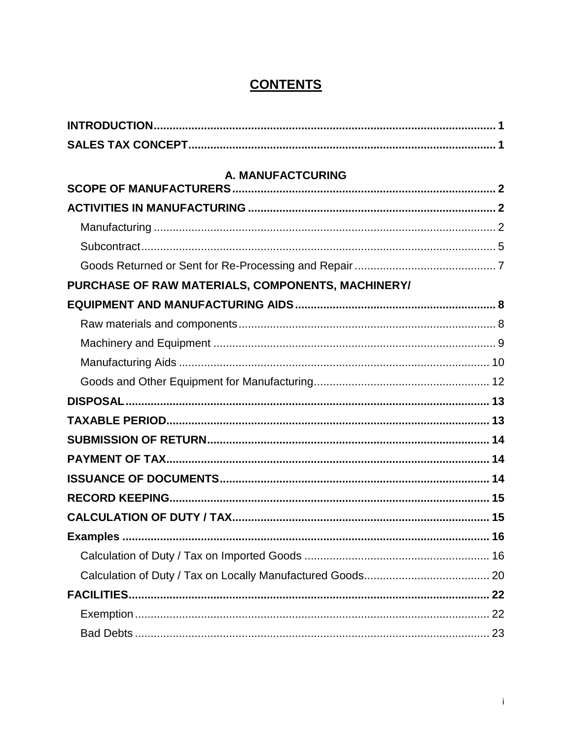# CONTENTS

**INTRODUCTION** .......... 1

**SALES TAX CONCEPT** .......... 1

## A. MANUFACTCURING

**SCOPE OF MANUFACTURERS** .......... 2

**ACTIVITIES IN MANUFACTURING** .......... 2

- Manufacturing .......... 2
- Subcontract .......... 5
- Goods Returned or Sent for Re-Processing and Repair .......... 7

**PURCHASE OF RAW MATERIALS, COMPONENTS, MACHINERY/ EQUIPMENT AND MANUFACTURING AIDS** .......... 8

- Raw materials and components .......... 8
- Machinery and Equipment .......... 9
- Manufacturing Aids .......... 10
- Goods and Other Equipment for Manufacturing .......... 12

**DISPOSAL** .......... 13

**TAXABLE PERIOD** .......... 13

**SUBMISSION OF RETURN** .......... 14

**PAYMENT OF TAX** .......... 14

**ISSUANCE OF DOCUMENTS** .......... 14

**RECORD KEEPING** .......... 15

**CALCULATION OF DUTY / TAX** .......... 15

**Examples** .......... 16

- Calculation of Duty / Tax on Imported Goods .......... 16
- Calculation of Duty / Tax on Locally Manufactured Goods .......... 20

**FACILITIES** .......... 22

- Exemption .......... 22
- Bad Debts .......... 23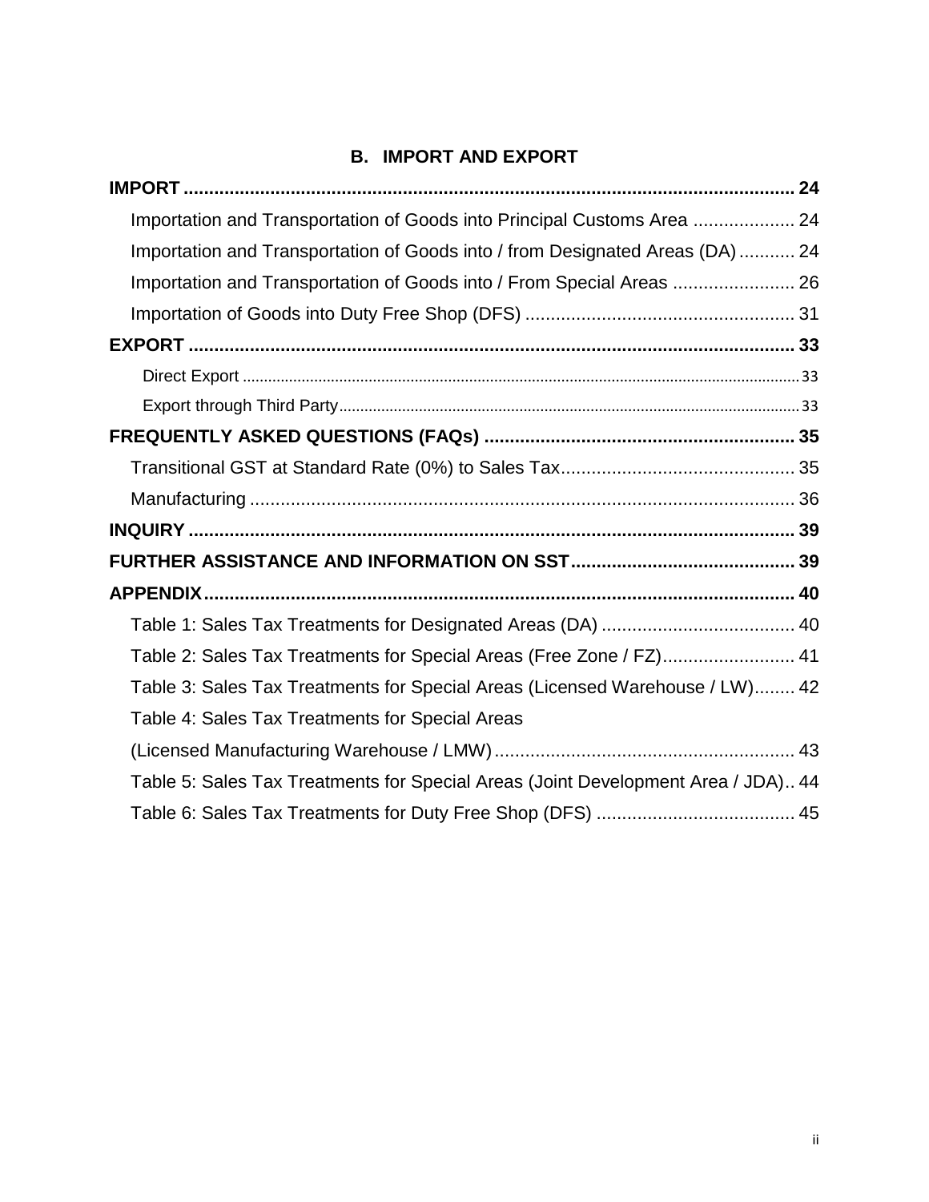## B. IMPORT AND EXPORT

**IMPORT** ........................................................................................................... **24**

Importation and Transportation of Goods into Principal Customs Area .................... 24

Importation and Transportation of Goods into / from Designated Areas (DA) ........... 24

Importation and Transportation of Goods into / From Special Areas ........................ 26

Importation of Goods into Duty Free Shop (DFS) ..................................................... 31

**EXPORT** ........................................................................................................... **33**

Direct Export ........................................................................................................... 33

Export through Third Party ....................................................................................... 33

**FREQUENTLY ASKED QUESTIONS (FAQs)** ............................................................ **35**

Transitional GST at Standard Rate (0%) to Sales Tax.............................................. 35

Manufacturing ........................................................................................................... 36

**INQUIRY** ........................................................................................................... **39**

**FURTHER ASSISTANCE AND INFORMATION ON SST** ........................................... **39**

**APPENDIX** ........................................................................................................... **40**

Table 1: Sales Tax Treatments for Designated Areas (DA) ...................................... 40

Table 2: Sales Tax Treatments for Special Areas (Free Zone / FZ).......................... 41

Table 3: Sales Tax Treatments for Special Areas (Licensed Warehouse / LW)........ 42

Table 4: Sales Tax Treatments for Special Areas (Licensed Manufacturing Warehouse / LMW) ........................................................... 43

Table 5: Sales Tax Treatments for Special Areas (Joint Development Area / JDA).. 44

Table 6: Sales Tax Treatments for Duty Free Shop (DFS) ....................................... 45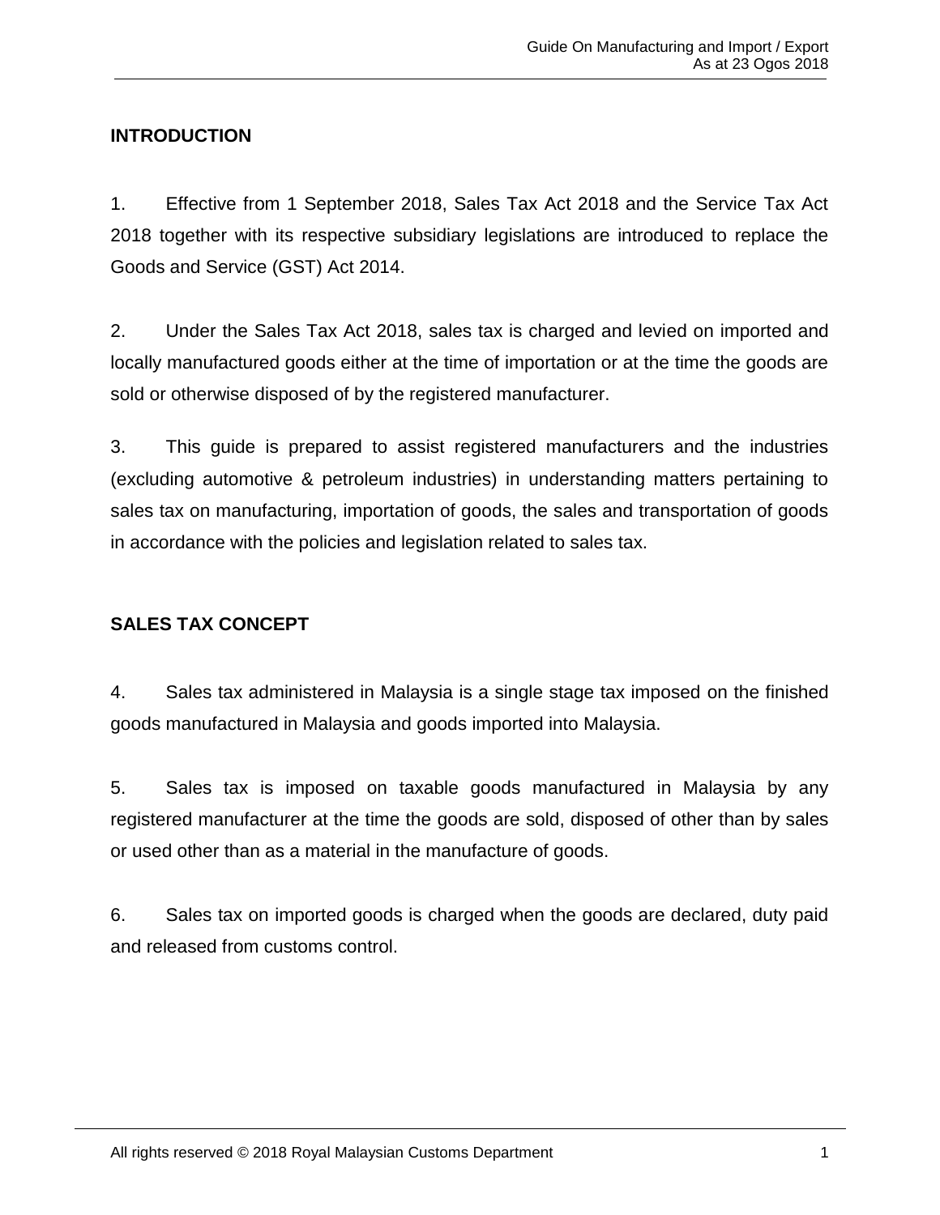## INTRODUCTION

1. Effective from 1 September 2018, Sales Tax Act 2018 and the Service Tax Act 2018 together with its respective subsidiary legislations are introduced to replace the Goods and Service (GST) Act 2014.

2. Under the Sales Tax Act 2018, sales tax is charged and levied on imported and locally manufactured goods either at the time of importation or at the time the goods are sold or otherwise disposed of by the registered manufacturer.

3. This guide is prepared to assist registered manufacturers and the industries (excluding automotive & petroleum industries) in understanding matters pertaining to sales tax on manufacturing, importation of goods, the sales and transportation of goods in accordance with the policies and legislation related to sales tax.

## SALES TAX CONCEPT

4. Sales tax administered in Malaysia is a single stage tax imposed on the finished goods manufactured in Malaysia and goods imported into Malaysia.

5. Sales tax is imposed on taxable goods manufactured in Malaysia by any registered manufacturer at the time the goods are sold, disposed of other than by sales or used other than as a material in the manufacture of goods.

6. Sales tax on imported goods is charged when the goods are declared, duty paid and released from customs control.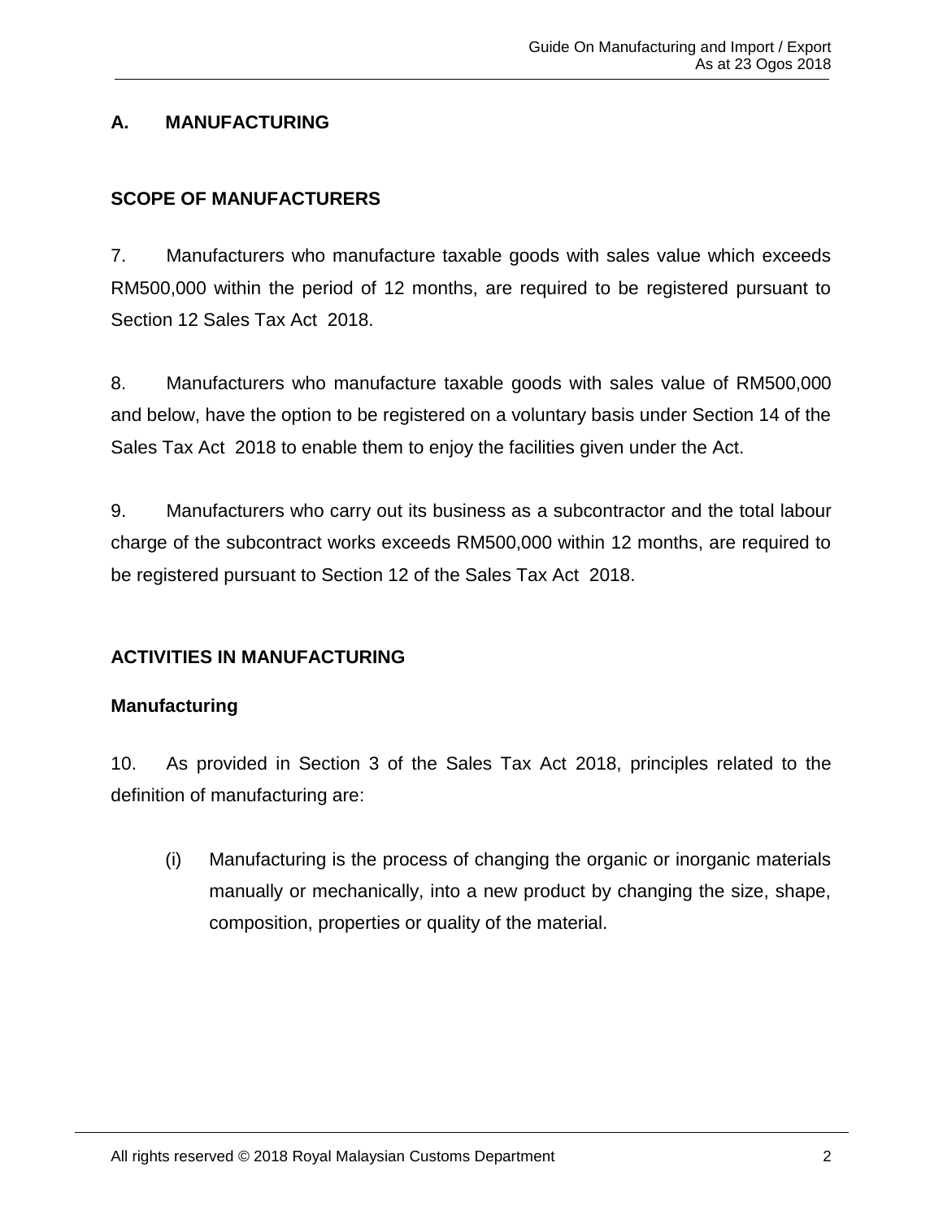## A. MANUFACTURING

### SCOPE OF MANUFACTURERS

7. Manufacturers who manufacture taxable goods with sales value which exceeds RM500,000 within the period of 12 months, are required to be registered pursuant to Section 12 Sales Tax Act 2018.

8. Manufacturers who manufacture taxable goods with sales value of RM500,000 and below, have the option to be registered on a voluntary basis under Section 14 of the Sales Tax Act 2018 to enable them to enjoy the facilities given under the Act.

9. Manufacturers who carry out its business as a subcontractor and the total labour charge of the subcontract works exceeds RM500,000 within 12 months, are required to be registered pursuant to Section 12 of the Sales Tax Act 2018.

### ACTIVITIES IN MANUFACTURING

#### Manufacturing

10. As provided in Section 3 of the Sales Tax Act 2018, principles related to the definition of manufacturing are:

(i) Manufacturing is the process of changing the organic or inorganic materials manually or mechanically, into a new product by changing the size, shape, composition, properties or quality of the material.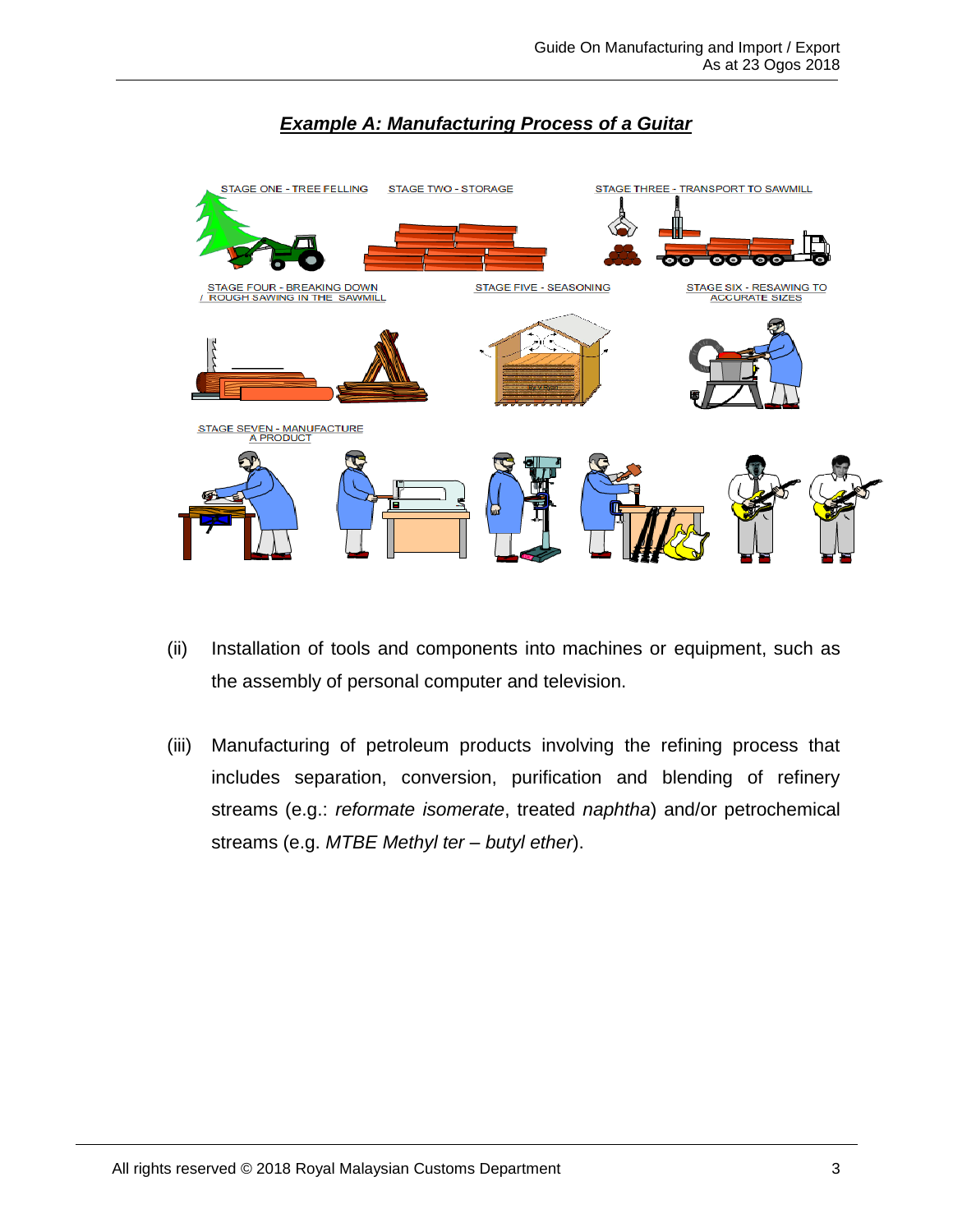***Example A: Manufacturing Process of a Guitar***

STAGE ONE - TREE FELLING

STAGE TWO - STORAGE

STAGE THREE - TRANSPORT TO SAWMILL

STAGE FOUR - BREAKING DOWN / ROUGH SAWING IN THE SAWMILL

STAGE FIVE - SEASONING

STAGE SIX - RESAWING TO ACCURATE SIZES

STAGE SEVEN - MANUFACTURE A PRODUCT

(ii) Installation of tools and components into machines or equipment, such as the assembly of personal computer and television.

(iii) Manufacturing of petroleum products involving the refining process that includes separation, conversion, purification and blending of refinery streams (e.g.: *reformate isomerate*, treated *naphtha*) and/or petrochemical streams (e.g. *MTBE Methyl ter – butyl ether*).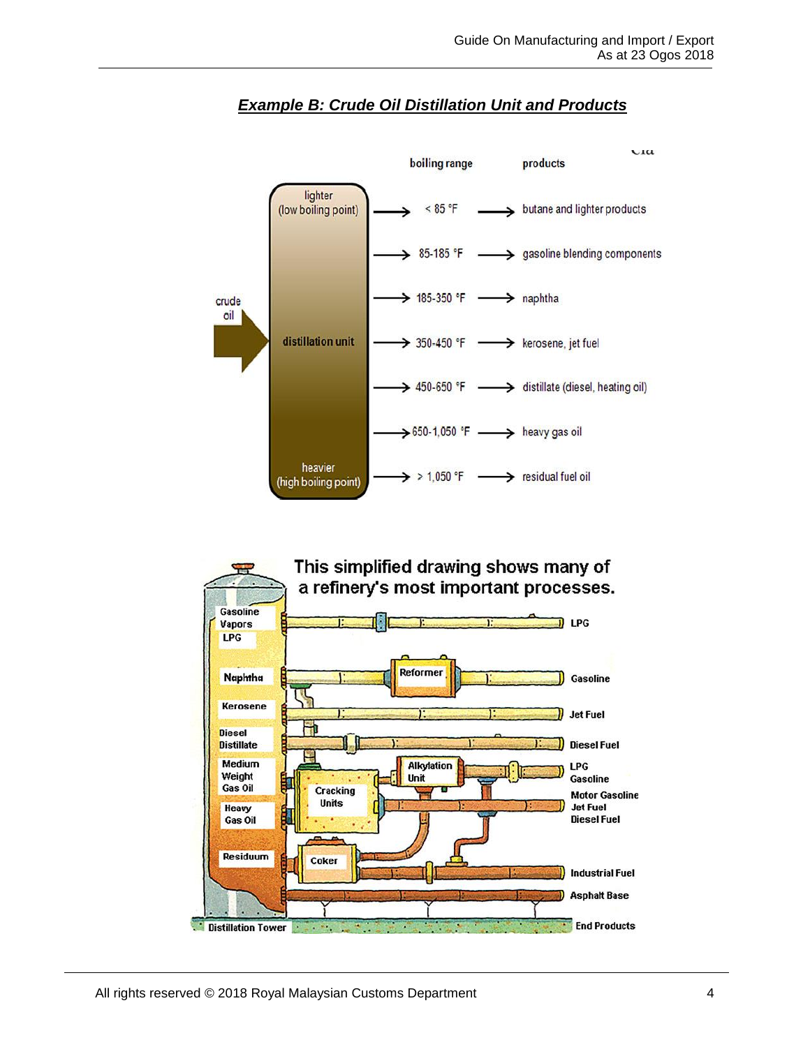## *Example B: Crude Oil Distillation Unit and Products*

| boiling range | products |
|---|---|
| < 85 °F | butane and lighter products |
| 85-185 °F | gasoline blending components |
| 185-350 °F | naphtha |
| 350-450 °F | kerosene, jet fuel |
| 450-650 °F | distillate (diesel, heating oil) |
| 650-1,050 °F | heavy gas oil |
| > 1,050 °F | residual fuel oil |

crude oil → distillation unit: lighter (low boiling point) at top, heavier (high boiling point) at bottom.

This simplified drawing shows many of a refinery's most important processes.

| Distillation Tower | Process | End Products |
|---|---|---|
| Gasoline Vapors LPG | | LPG |
| Naphtha | Reformer | Gasoline |
| Kerosene | | Jet Fuel |
| Diesel Distillate | | Diesel Fuel |
| Medium Weight Gas Oil | Cracking Units, Alkylation Unit | LPG Gasoline |
| Heavy Gas Oil | Cracking Units | Motor Gasoline Jet Fuel Diesel Fuel |
| Residuum | Coker | Industrial Fuel |
| | | Asphalt Base |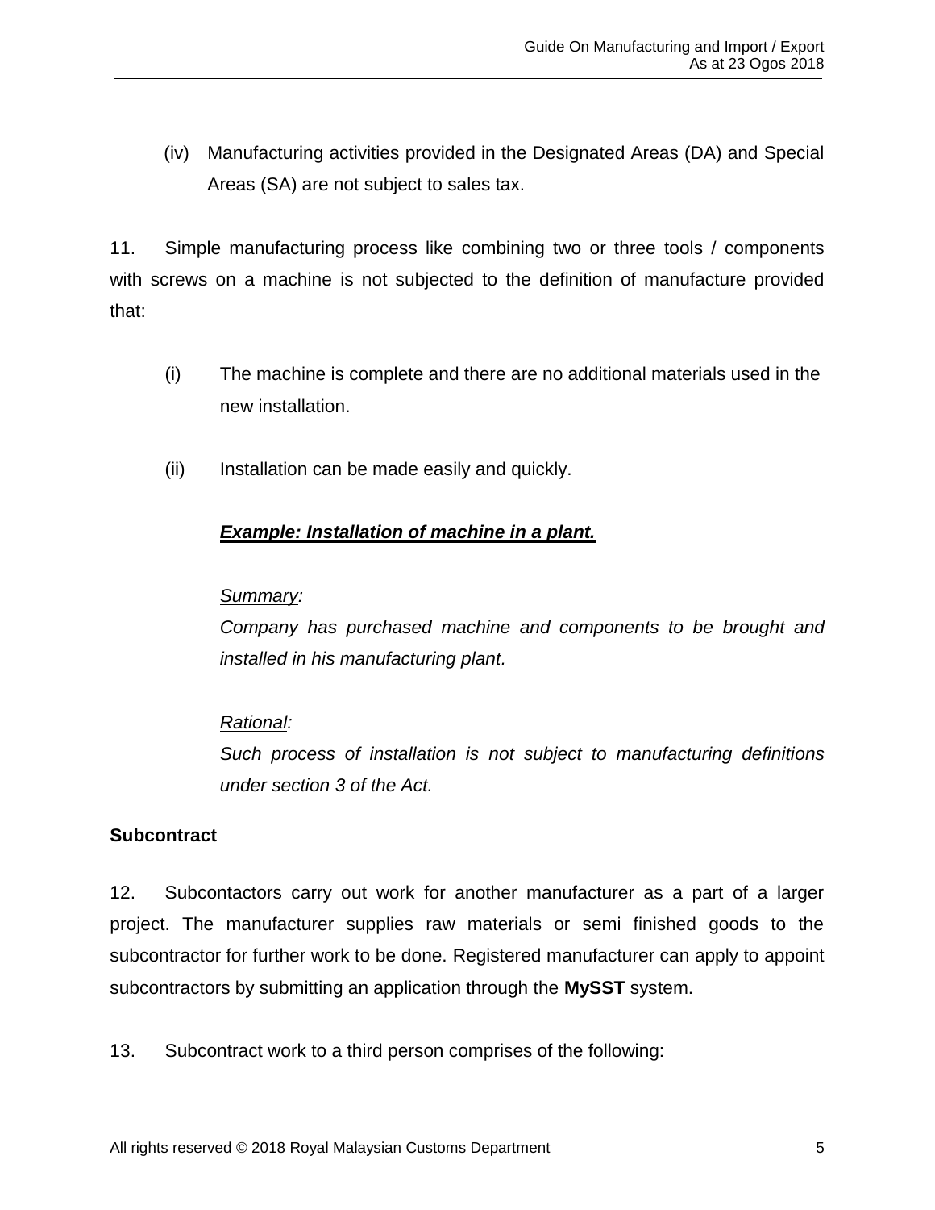(iv) Manufacturing activities provided in the Designated Areas (DA) and Special Areas (SA) are not subject to sales tax.

11. Simple manufacturing process like combining two or three tools / components with screws on a machine is not subjected to the definition of manufacture provided that:

(i) The machine is complete and there are no additional materials used in the new installation.

(ii) Installation can be made easily and quickly.

***Example: Installation of machine in a plant.***

*Summary:*
*Company has purchased machine and components to be brought and installed in his manufacturing plant.*

*Rational:*
*Such process of installation is not subject to manufacturing definitions under section 3 of the Act.*

**Subcontract**

12. Subcontactors carry out work for another manufacturer as a part of a larger project. The manufacturer supplies raw materials or semi finished goods to the subcontractor for further work to be done. Registered manufacturer can apply to appoint subcontractors by submitting an application through the **MySST** system.

13. Subcontract work to a third person comprises of the following: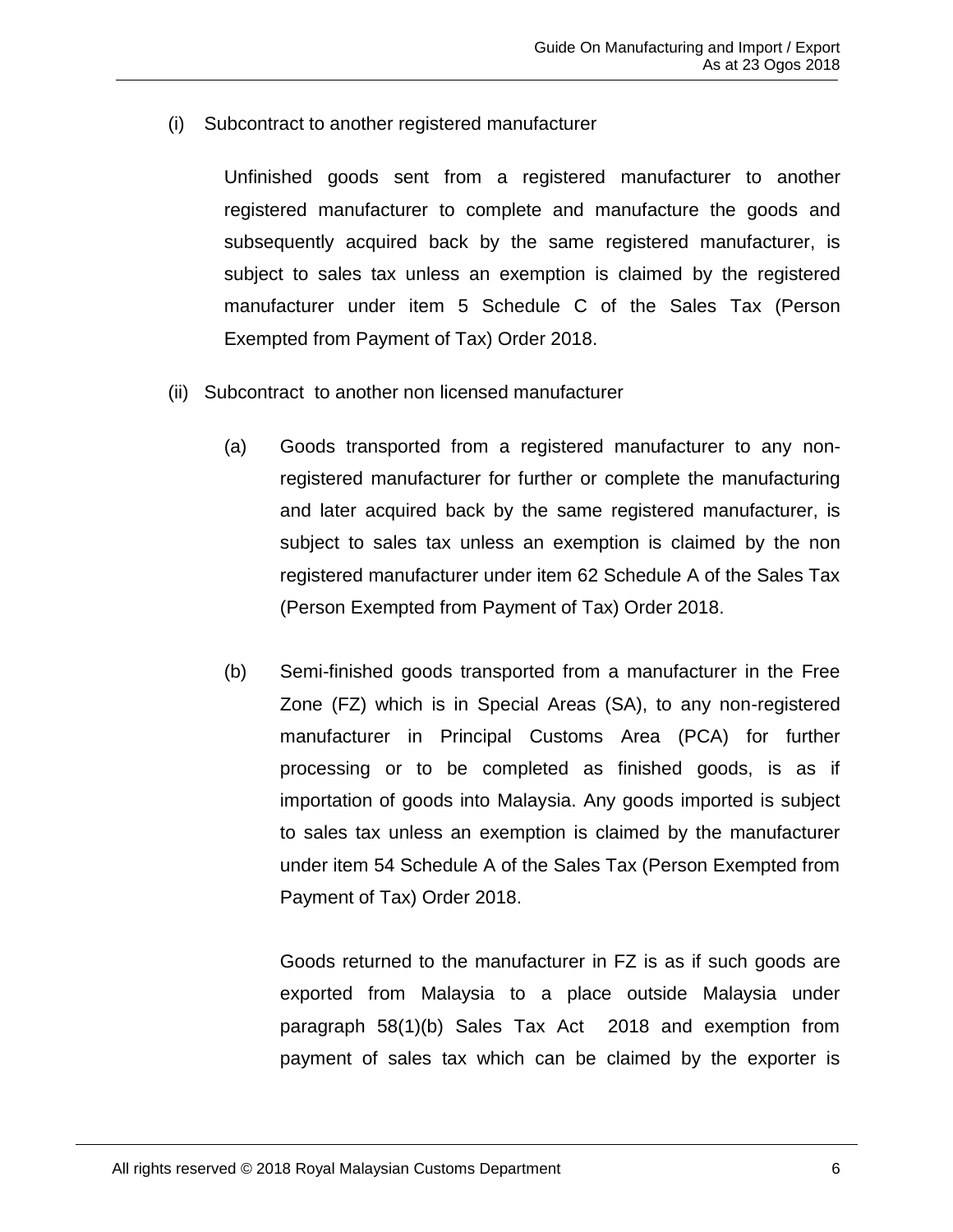(i) Subcontract to another registered manufacturer

Unfinished goods sent from a registered manufacturer to another registered manufacturer to complete and manufacture the goods and subsequently acquired back by the same registered manufacturer, is subject to sales tax unless an exemption is claimed by the registered manufacturer under item 5 Schedule C of the Sales Tax (Person Exempted from Payment of Tax) Order 2018.

(ii) Subcontract to another non licensed manufacturer

(a) Goods transported from a registered manufacturer to any non-registered manufacturer for further or complete the manufacturing and later acquired back by the same registered manufacturer, is subject to sales tax unless an exemption is claimed by the non registered manufacturer under item 62 Schedule A of the Sales Tax (Person Exempted from Payment of Tax) Order 2018.

(b) Semi-finished goods transported from a manufacturer in the Free Zone (FZ) which is in Special Areas (SA), to any non-registered manufacturer in Principal Customs Area (PCA) for further processing or to be completed as finished goods, is as if importation of goods into Malaysia. Any goods imported is subject to sales tax unless an exemption is claimed by the manufacturer under item 54 Schedule A of the Sales Tax (Person Exempted from Payment of Tax) Order 2018.

Goods returned to the manufacturer in FZ is as if such goods are exported from Malaysia to a place outside Malaysia under paragraph 58(1)(b) Sales Tax Act 2018 and exemption from payment of sales tax which can be claimed by the exporter is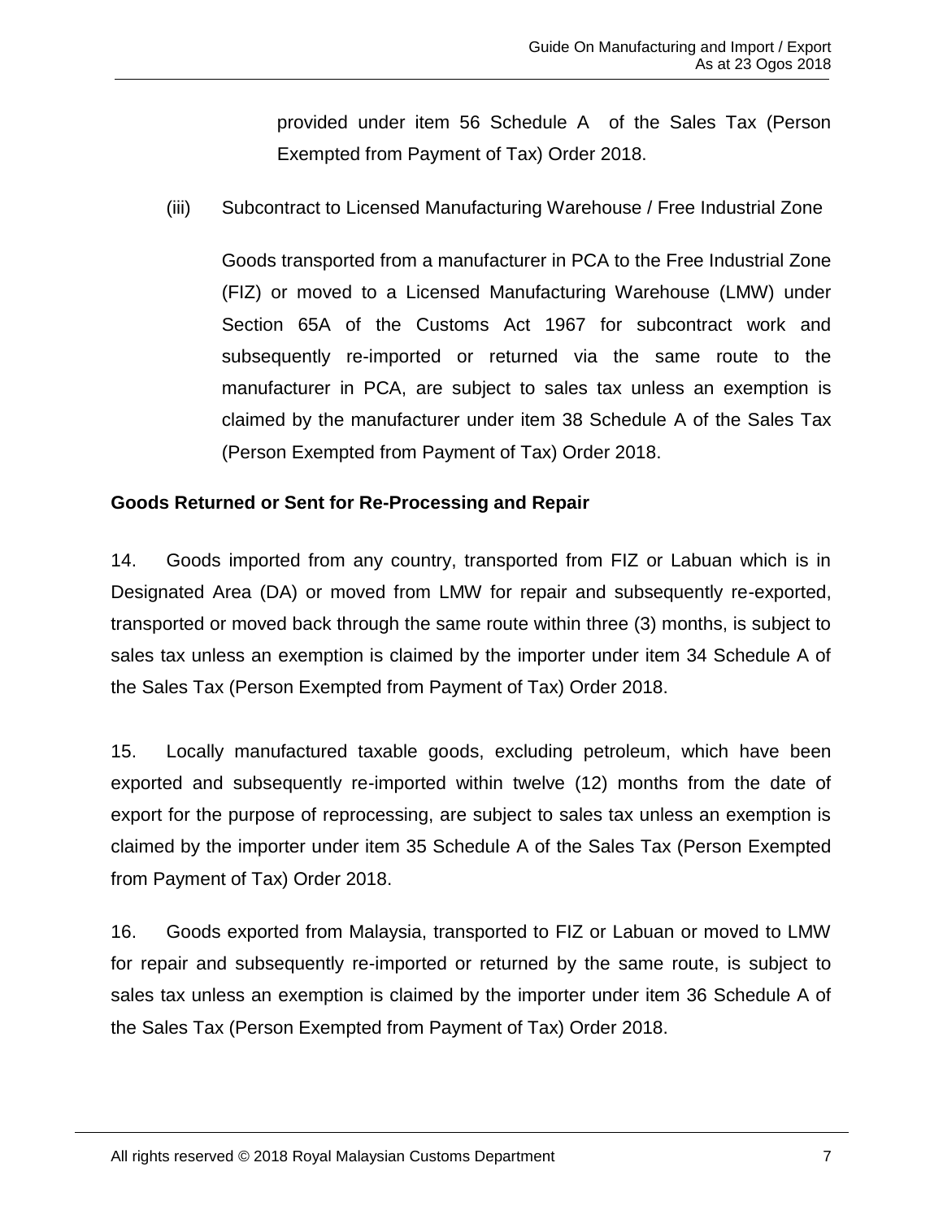provided under item 56 Schedule A of the Sales Tax (Person Exempted from Payment of Tax) Order 2018.

(iii) Subcontract to Licensed Manufacturing Warehouse / Free Industrial Zone

Goods transported from a manufacturer in PCA to the Free Industrial Zone (FIZ) or moved to a Licensed Manufacturing Warehouse (LMW) under Section 65A of the Customs Act 1967 for subcontract work and subsequently re-imported or returned via the same route to the manufacturer in PCA, are subject to sales tax unless an exemption is claimed by the manufacturer under item 38 Schedule A of the Sales Tax (Person Exempted from Payment of Tax) Order 2018.

**Goods Returned or Sent for Re-Processing and Repair**

14. Goods imported from any country, transported from FIZ or Labuan which is in Designated Area (DA) or moved from LMW for repair and subsequently re-exported, transported or moved back through the same route within three (3) months, is subject to sales tax unless an exemption is claimed by the importer under item 34 Schedule A of the Sales Tax (Person Exempted from Payment of Tax) Order 2018.

15. Locally manufactured taxable goods, excluding petroleum, which have been exported and subsequently re-imported within twelve (12) months from the date of export for the purpose of reprocessing, are subject to sales tax unless an exemption is claimed by the importer under item 35 Schedule A of the Sales Tax (Person Exempted from Payment of Tax) Order 2018.

16. Goods exported from Malaysia, transported to FIZ or Labuan or moved to LMW for repair and subsequently re-imported or returned by the same route, is subject to sales tax unless an exemption is claimed by the importer under item 36 Schedule A of the Sales Tax (Person Exempted from Payment of Tax) Order 2018.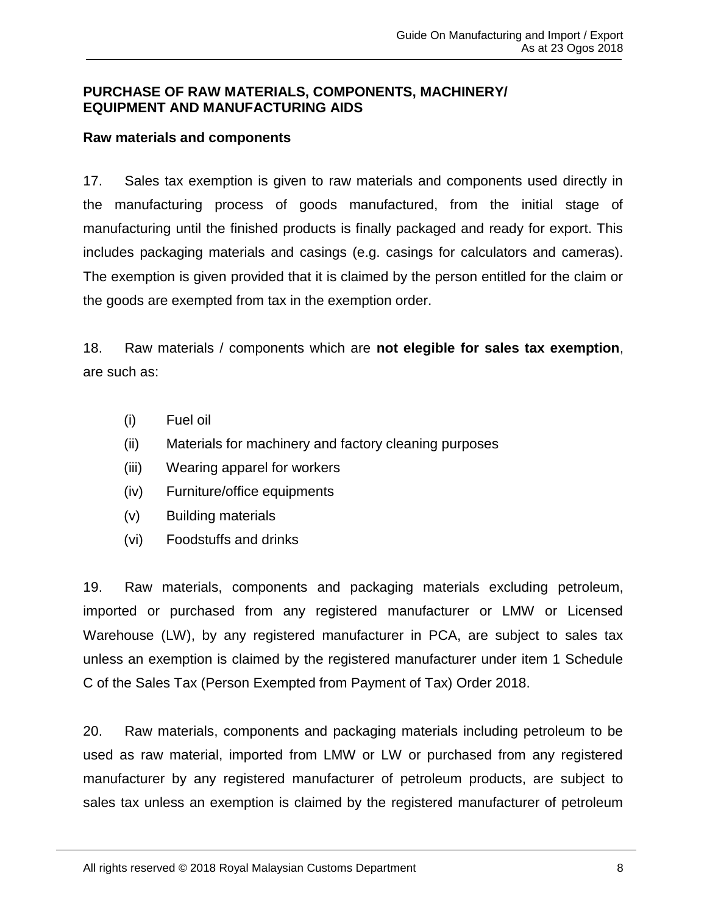**PURCHASE OF RAW MATERIALS, COMPONENTS, MACHINERY/ EQUIPMENT AND MANUFACTURING AIDS**

**Raw materials and components**

17. Sales tax exemption is given to raw materials and components used directly in the manufacturing process of goods manufactured, from the initial stage of manufacturing until the finished products is finally packaged and ready for export. This includes packaging materials and casings (e.g. casings for calculators and cameras). The exemption is given provided that it is claimed by the person entitled for the claim or the goods are exempted from tax in the exemption order.

18. Raw materials / components which are **not elegible for sales tax exemption**, are such as:

(i) Fuel oil
(ii) Materials for machinery and factory cleaning purposes
(iii) Wearing apparel for workers
(iv) Furniture/office equipments
(v) Building materials
(vi) Foodstuffs and drinks

19. Raw materials, components and packaging materials excluding petroleum, imported or purchased from any registered manufacturer or LMW or Licensed Warehouse (LW), by any registered manufacturer in PCA, are subject to sales tax unless an exemption is claimed by the registered manufacturer under item 1 Schedule C of the Sales Tax (Person Exempted from Payment of Tax) Order 2018.

20. Raw materials, components and packaging materials including petroleum to be used as raw material, imported from LMW or LW or purchased from any registered manufacturer by any registered manufacturer of petroleum products, are subject to sales tax unless an exemption is claimed by the registered manufacturer of petroleum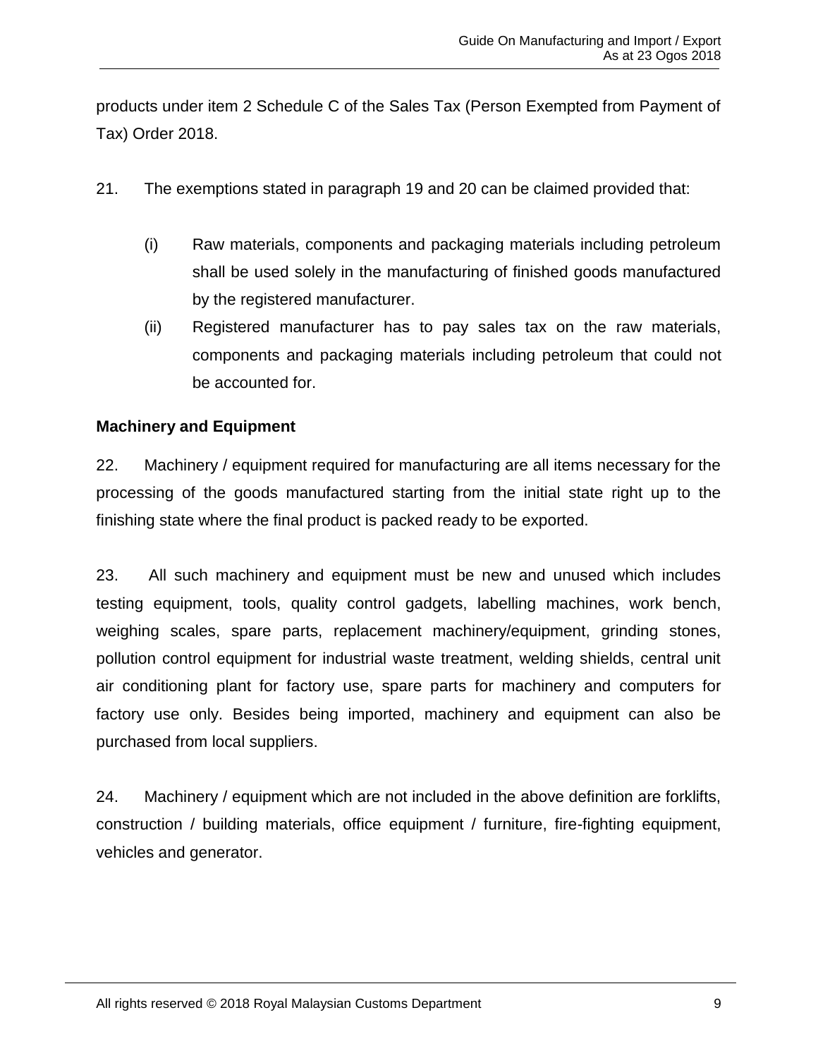products under item 2 Schedule C of the Sales Tax (Person Exempted from Payment of Tax) Order 2018.

21. The exemptions stated in paragraph 19 and 20 can be claimed provided that:

(i) Raw materials, components and packaging materials including petroleum shall be used solely in the manufacturing of finished goods manufactured by the registered manufacturer.

(ii) Registered manufacturer has to pay sales tax on the raw materials, components and packaging materials including petroleum that could not be accounted for.

**Machinery and Equipment**

22. Machinery / equipment required for manufacturing are all items necessary for the processing of the goods manufactured starting from the initial state right up to the finishing state where the final product is packed ready to be exported.

23. All such machinery and equipment must be new and unused which includes testing equipment, tools, quality control gadgets, labelling machines, work bench, weighing scales, spare parts, replacement machinery/equipment, grinding stones, pollution control equipment for industrial waste treatment, welding shields, central unit air conditioning plant for factory use, spare parts for machinery and computers for factory use only. Besides being imported, machinery and equipment can also be purchased from local suppliers.

24. Machinery / equipment which are not included in the above definition are forklifts, construction / building materials, office equipment / furniture, fire-fighting equipment, vehicles and generator.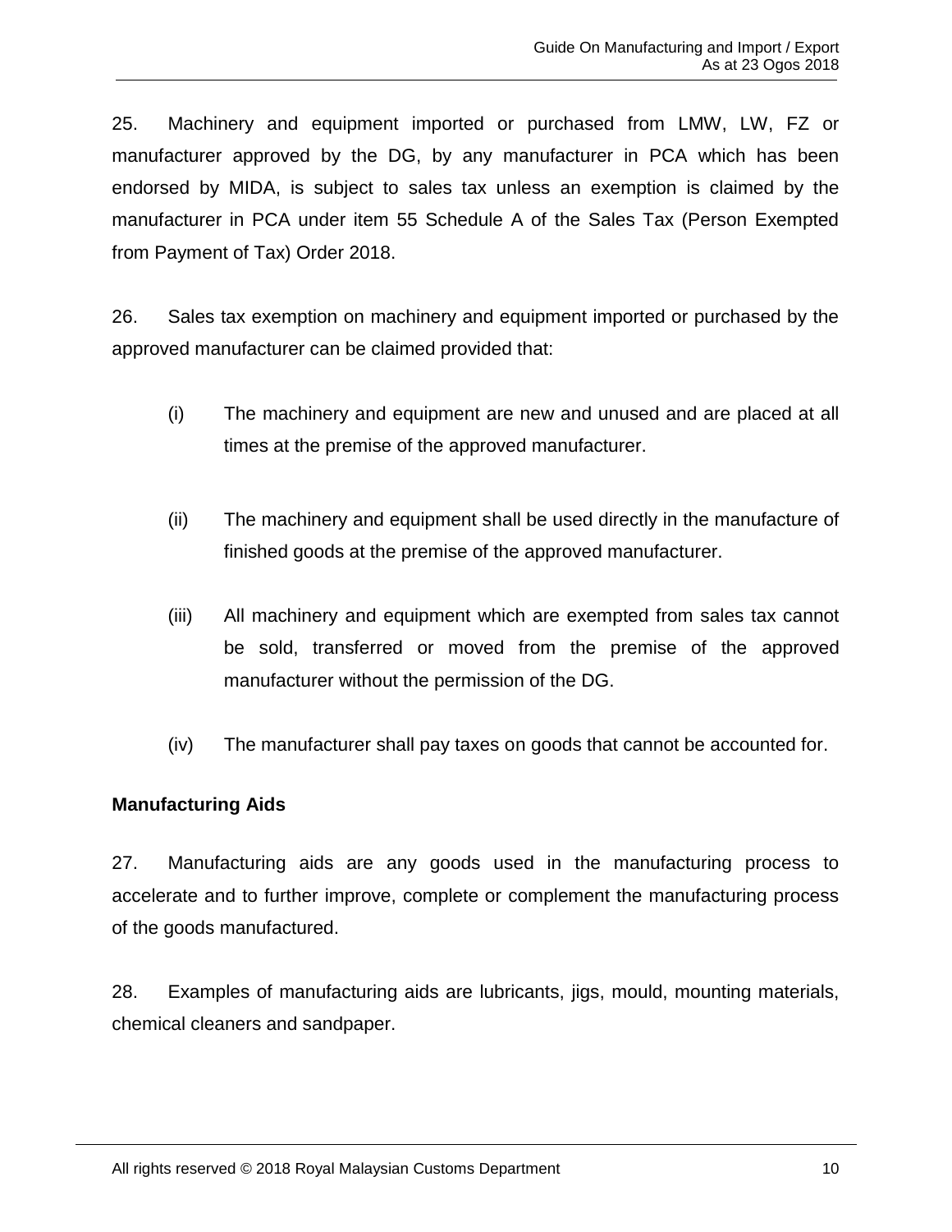25. Machinery and equipment imported or purchased from LMW, LW, FZ or manufacturer approved by the DG, by any manufacturer in PCA which has been endorsed by MIDA, is subject to sales tax unless an exemption is claimed by the manufacturer in PCA under item 55 Schedule A of the Sales Tax (Person Exempted from Payment of Tax) Order 2018.

26. Sales tax exemption on machinery and equipment imported or purchased by the approved manufacturer can be claimed provided that:

(i) The machinery and equipment are new and unused and are placed at all times at the premise of the approved manufacturer.

(ii) The machinery and equipment shall be used directly in the manufacture of finished goods at the premise of the approved manufacturer.

(iii) All machinery and equipment which are exempted from sales tax cannot be sold, transferred or moved from the premise of the approved manufacturer without the permission of the DG.

(iv) The manufacturer shall pay taxes on goods that cannot be accounted for.

**Manufacturing Aids**

27. Manufacturing aids are any goods used in the manufacturing process to accelerate and to further improve, complete or complement the manufacturing process of the goods manufactured.

28. Examples of manufacturing aids are lubricants, jigs, mould, mounting materials, chemical cleaners and sandpaper.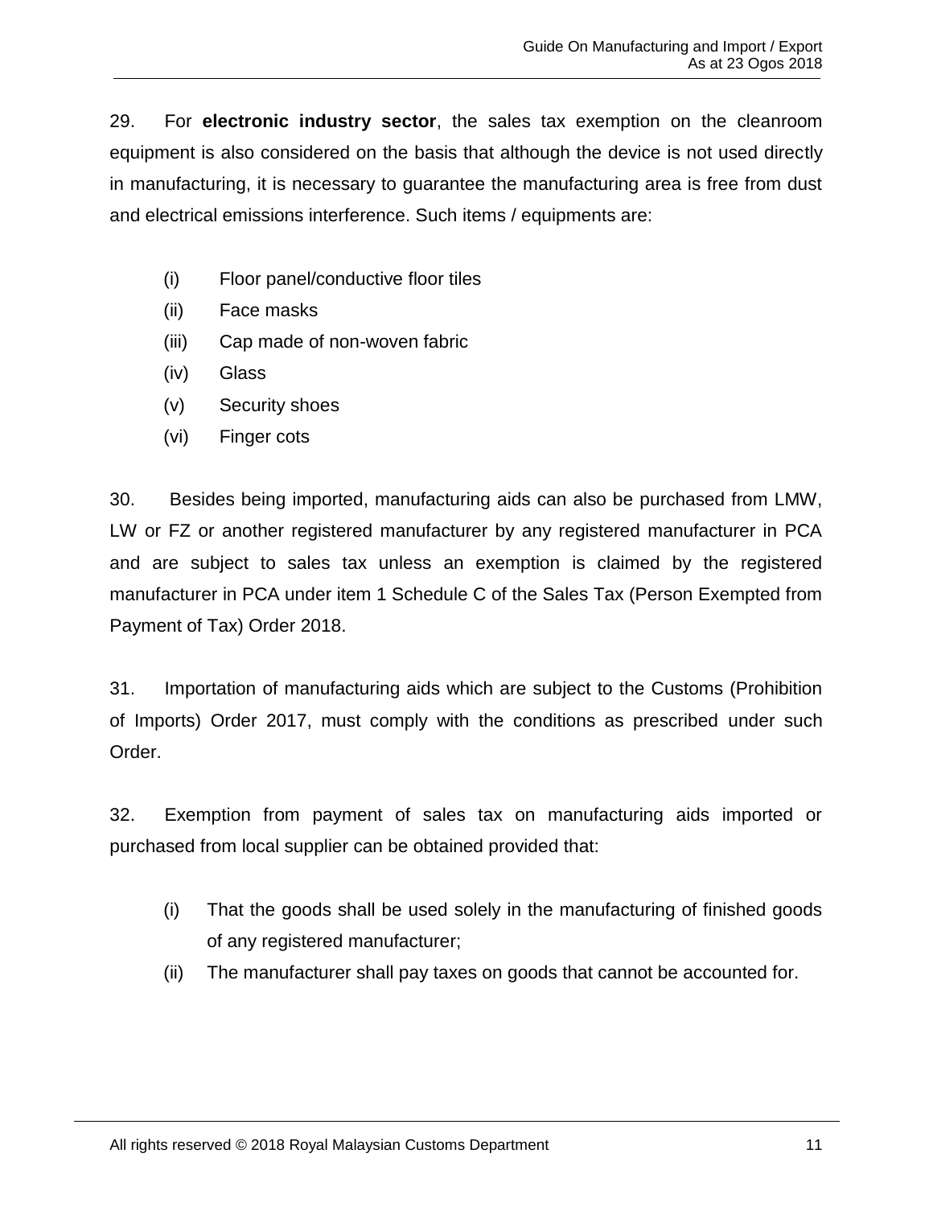29. For **electronic industry sector**, the sales tax exemption on the cleanroom equipment is also considered on the basis that although the device is not used directly in manufacturing, it is necessary to guarantee the manufacturing area is free from dust and electrical emissions interference. Such items / equipments are:

(i) Floor panel/conductive floor tiles
(ii) Face masks
(iii) Cap made of non-woven fabric
(iv) Glass
(v) Security shoes
(vi) Finger cots

30. Besides being imported, manufacturing aids can also be purchased from LMW, LW or FZ or another registered manufacturer by any registered manufacturer in PCA and are subject to sales tax unless an exemption is claimed by the registered manufacturer in PCA under item 1 Schedule C of the Sales Tax (Person Exempted from Payment of Tax) Order 2018.

31. Importation of manufacturing aids which are subject to the Customs (Prohibition of Imports) Order 2017, must comply with the conditions as prescribed under such Order.

32. Exemption from payment of sales tax on manufacturing aids imported or purchased from local supplier can be obtained provided that:

(i) That the goods shall be used solely in the manufacturing of finished goods of any registered manufacturer;
(ii) The manufacturer shall pay taxes on goods that cannot be accounted for.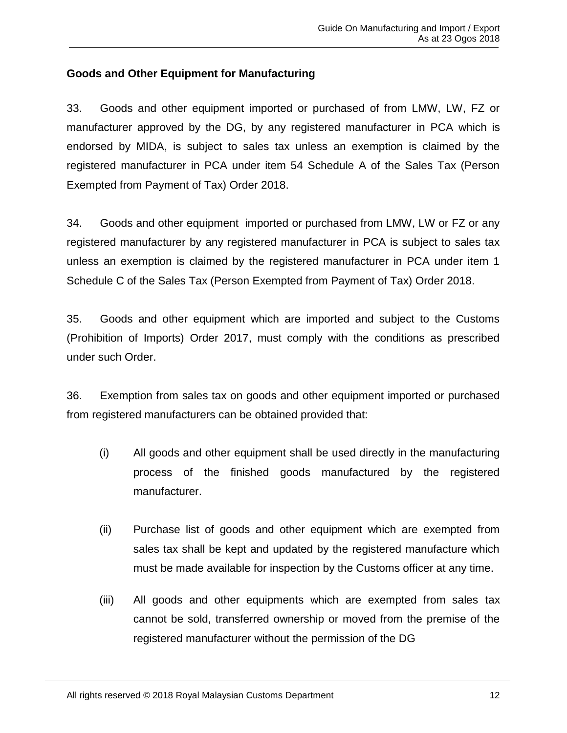**Goods and Other Equipment for Manufacturing**

33. Goods and other equipment imported or purchased of from LMW, LW, FZ or manufacturer approved by the DG, by any registered manufacturer in PCA which is endorsed by MIDA, is subject to sales tax unless an exemption is claimed by the registered manufacturer in PCA under item 54 Schedule A of the Sales Tax (Person Exempted from Payment of Tax) Order 2018.

34. Goods and other equipment imported or purchased from LMW, LW or FZ or any registered manufacturer by any registered manufacturer in PCA is subject to sales tax unless an exemption is claimed by the registered manufacturer in PCA under item 1 Schedule C of the Sales Tax (Person Exempted from Payment of Tax) Order 2018.

35. Goods and other equipment which are imported and subject to the Customs (Prohibition of Imports) Order 2017, must comply with the conditions as prescribed under such Order.

36. Exemption from sales tax on goods and other equipment imported or purchased from registered manufacturers can be obtained provided that:

(i) All goods and other equipment shall be used directly in the manufacturing process of the finished goods manufactured by the registered manufacturer.

(ii) Purchase list of goods and other equipment which are exempted from sales tax shall be kept and updated by the registered manufacture which must be made available for inspection by the Customs officer at any time.

(iii) All goods and other equipments which are exempted from sales tax cannot be sold, transferred ownership or moved from the premise of the registered manufacturer without the permission of the DG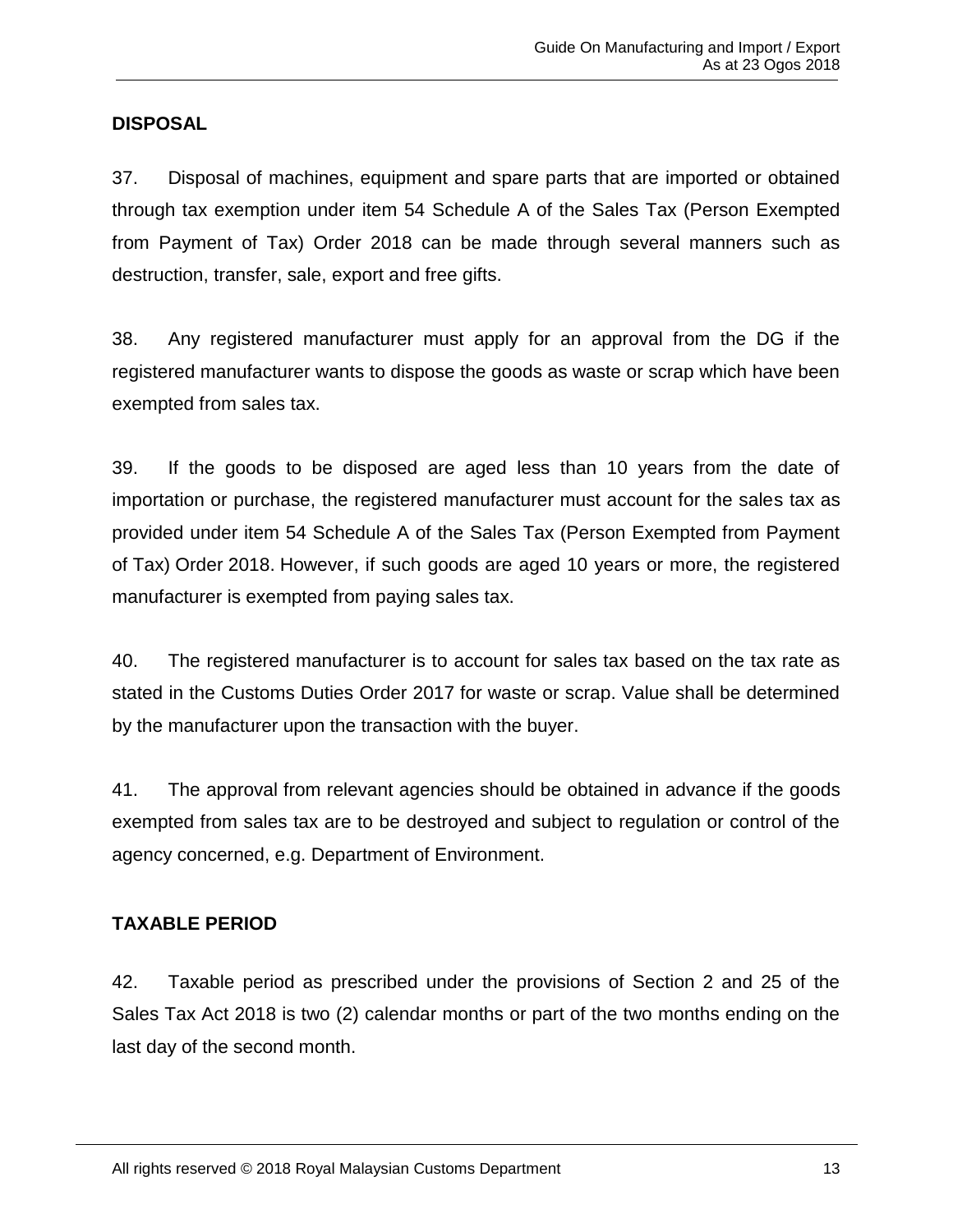## DISPOSAL

37. Disposal of machines, equipment and spare parts that are imported or obtained through tax exemption under item 54 Schedule A of the Sales Tax (Person Exempted from Payment of Tax) Order 2018 can be made through several manners such as destruction, transfer, sale, export and free gifts.

38. Any registered manufacturer must apply for an approval from the DG if the registered manufacturer wants to dispose the goods as waste or scrap which have been exempted from sales tax.

39. If the goods to be disposed are aged less than 10 years from the date of importation or purchase, the registered manufacturer must account for the sales tax as provided under item 54 Schedule A of the Sales Tax (Person Exempted from Payment of Tax) Order 2018. However, if such goods are aged 10 years or more, the registered manufacturer is exempted from paying sales tax.

40. The registered manufacturer is to account for sales tax based on the tax rate as stated in the Customs Duties Order 2017 for waste or scrap. Value shall be determined by the manufacturer upon the transaction with the buyer.

41. The approval from relevant agencies should be obtained in advance if the goods exempted from sales tax are to be destroyed and subject to regulation or control of the agency concerned, e.g. Department of Environment.

## TAXABLE PERIOD

42. Taxable period as prescribed under the provisions of Section 2 and 25 of the Sales Tax Act 2018 is two (2) calendar months or part of the two months ending on the last day of the second month.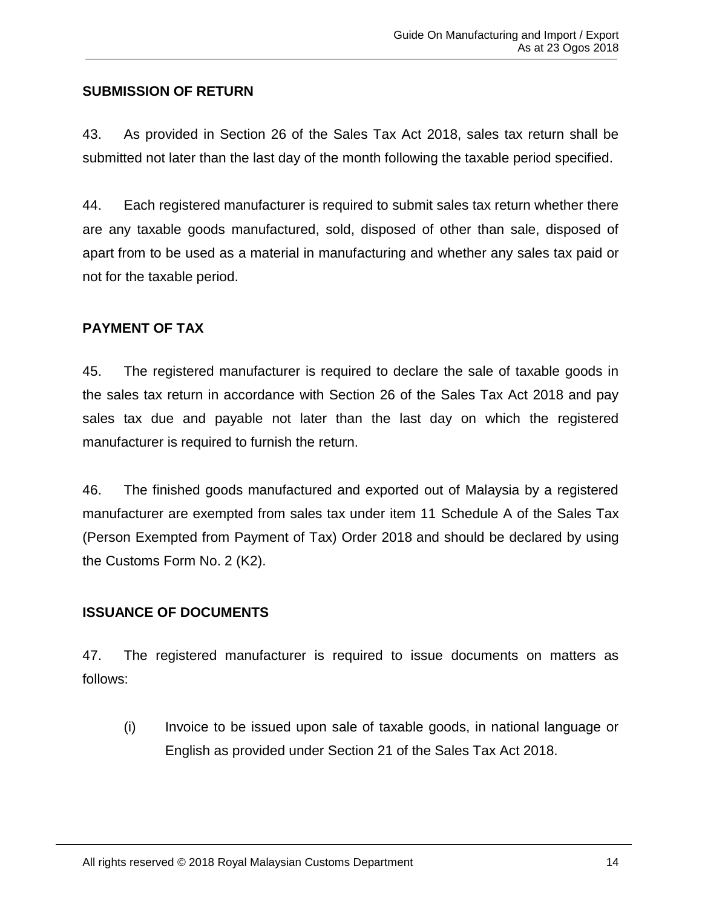## SUBMISSION OF RETURN

43. As provided in Section 26 of the Sales Tax Act 2018, sales tax return shall be submitted not later than the last day of the month following the taxable period specified.

44. Each registered manufacturer is required to submit sales tax return whether there are any taxable goods manufactured, sold, disposed of other than sale, disposed of apart from to be used as a material in manufacturing and whether any sales tax paid or not for the taxable period.

## PAYMENT OF TAX

45. The registered manufacturer is required to declare the sale of taxable goods in the sales tax return in accordance with Section 26 of the Sales Tax Act 2018 and pay sales tax due and payable not later than the last day on which the registered manufacturer is required to furnish the return.

46. The finished goods manufactured and exported out of Malaysia by a registered manufacturer are exempted from sales tax under item 11 Schedule A of the Sales Tax (Person Exempted from Payment of Tax) Order 2018 and should be declared by using the Customs Form No. 2 (K2).

## ISSUANCE OF DOCUMENTS

47. The registered manufacturer is required to issue documents on matters as follows:

(i) Invoice to be issued upon sale of taxable goods, in national language or English as provided under Section 21 of the Sales Tax Act 2018.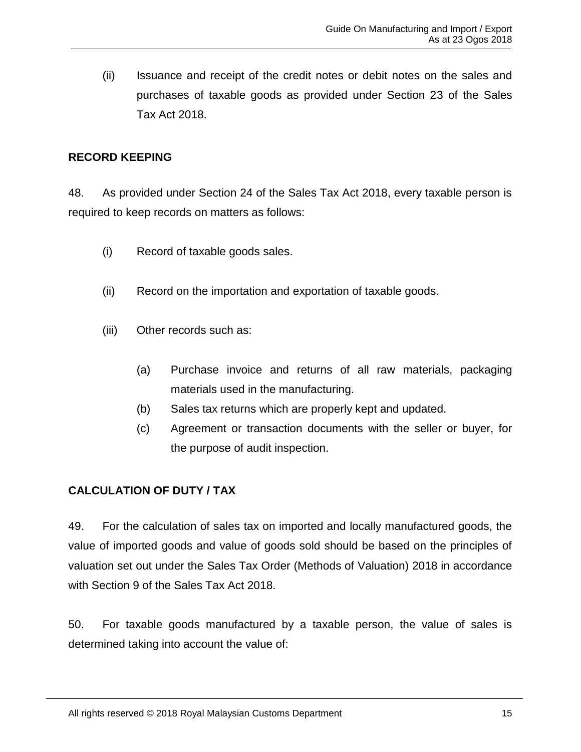(ii) Issuance and receipt of the credit notes or debit notes on the sales and purchases of taxable goods as provided under Section 23 of the Sales Tax Act 2018.

## RECORD KEEPING

48. As provided under Section 24 of the Sales Tax Act 2018, every taxable person is required to keep records on matters as follows:

(i) Record of taxable goods sales.

(ii) Record on the importation and exportation of taxable goods.

(iii) Other records such as:

(a) Purchase invoice and returns of all raw materials, packaging materials used in the manufacturing.

(b) Sales tax returns which are properly kept and updated.

(c) Agreement or transaction documents with the seller or buyer, for the purpose of audit inspection.

## CALCULATION OF DUTY / TAX

49. For the calculation of sales tax on imported and locally manufactured goods, the value of imported goods and value of goods sold should be based on the principles of valuation set out under the Sales Tax Order (Methods of Valuation) 2018 in accordance with Section 9 of the Sales Tax Act 2018.

50. For taxable goods manufactured by a taxable person, the value of sales is determined taking into account the value of: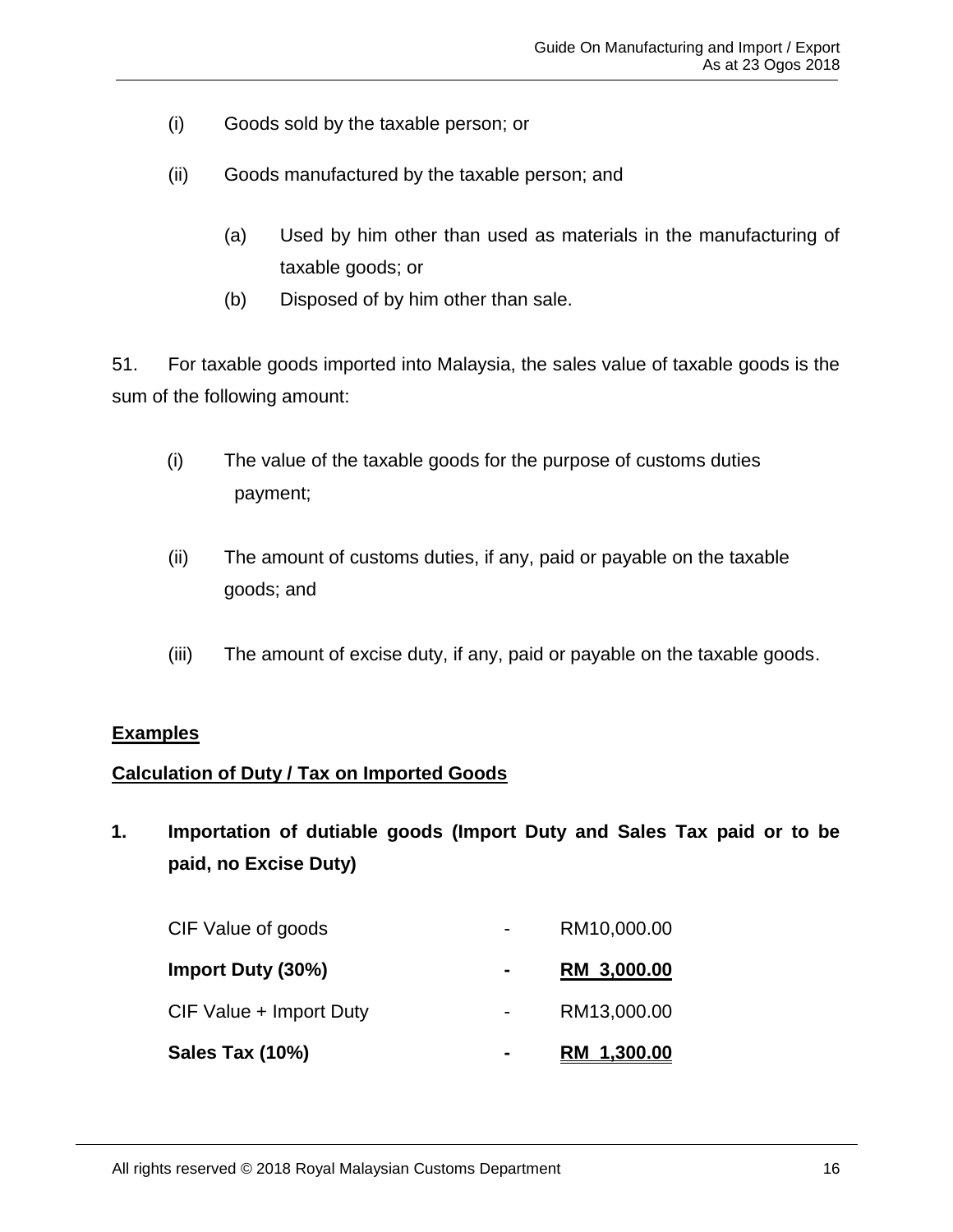(i) Goods sold by the taxable person; or

(ii) Goods manufactured by the taxable person; and

  (a) Used by him other than used as materials in the manufacturing of taxable goods; or

  (b) Disposed of by him other than sale.

51. For taxable goods imported into Malaysia, the sales value of taxable goods is the sum of the following amount:

(i) The value of the taxable goods for the purpose of customs duties payment;

(ii) The amount of customs duties, if any, paid or payable on the taxable goods; and

(iii) The amount of excise duty, if any, paid or payable on the taxable goods.

**Examples**

**Calculation of Duty / Tax on Imported Goods**

**1. Importation of dutiable goods (Import Duty and Sales Tax paid or to be paid, no Excise Duty)**

| | | |
|---|---|---|
| CIF Value of goods | - | RM10,000.00 |
| **Import Duty (30%)** | **-** | **RM 3,000.00** |
| CIF Value + Import Duty | - | RM13,000.00 |
| **Sales Tax (10%)** | **-** | **RM 1,300.00** |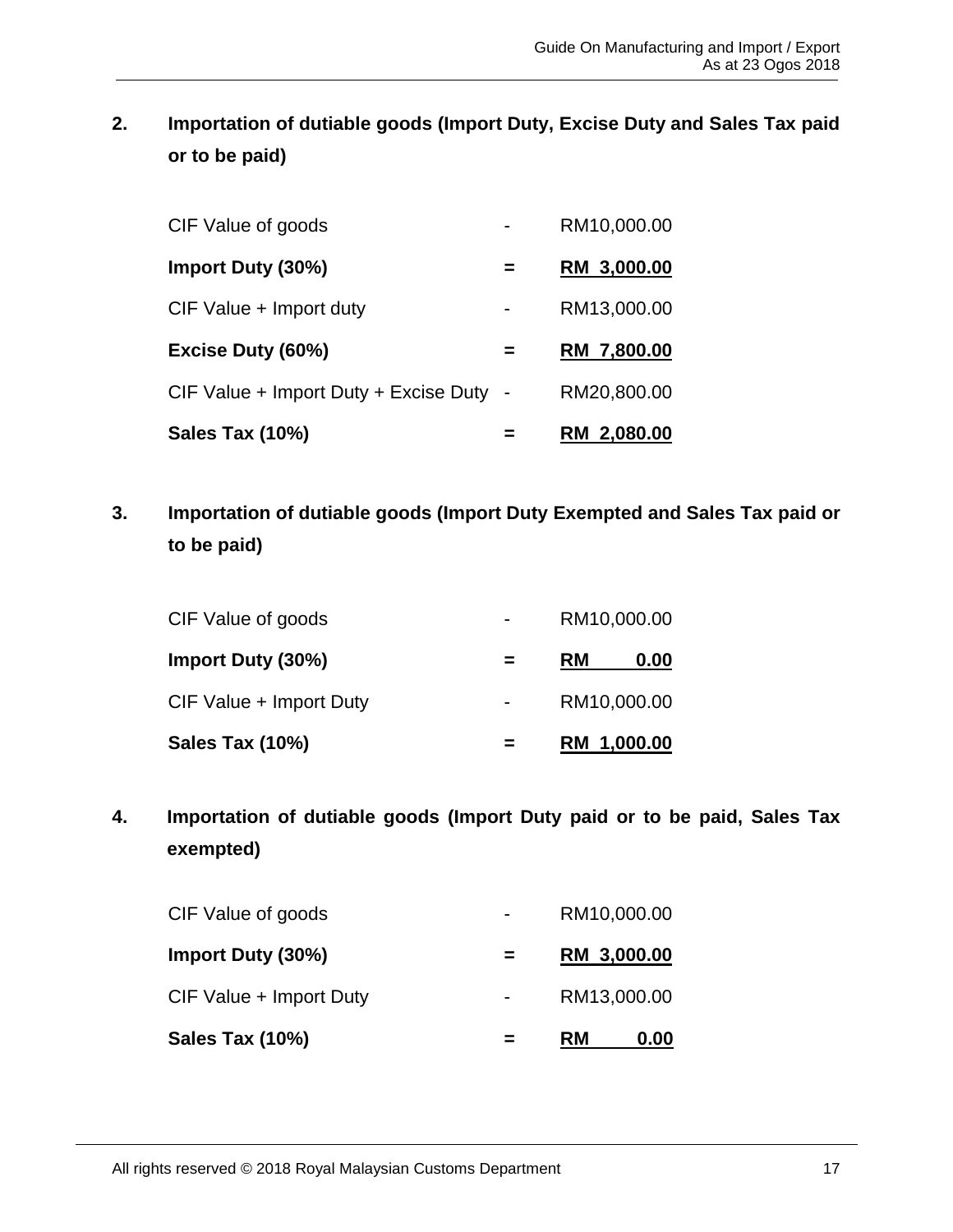**2. Importation of dutiable goods (Import Duty, Excise Duty and Sales Tax paid or to be paid)**

| | | |
|---|---|---|
| CIF Value of goods | - | RM10,000.00 |
| **Import Duty (30%)** | **=** | **RM 3,000.00** |
| CIF Value + Import duty | - | RM13,000.00 |
| **Excise Duty (60%)** | **=** | **RM 7,800.00** |
| CIF Value + Import Duty + Excise Duty | - | RM20,800.00 |
| **Sales Tax (10%)** | **=** | **RM 2,080.00** |

**3. Importation of dutiable goods (Import Duty Exempted and Sales Tax paid or to be paid)**

| | | |
|---|---|---|
| CIF Value of goods | - | RM10,000.00 |
| **Import Duty (30%)** | **=** | **RM 0.00** |
| CIF Value + Import Duty | - | RM10,000.00 |
| **Sales Tax (10%)** | **=** | **RM 1,000.00** |

**4. Importation of dutiable goods (Import Duty paid or to be paid, Sales Tax exempted)**

| | | |
|---|---|---|
| CIF Value of goods | - | RM10,000.00 |
| **Import Duty (30%)** | **=** | **RM 3,000.00** |
| CIF Value + Import Duty | - | RM13,000.00 |
| **Sales Tax (10%)** | **=** | **RM 0.00** |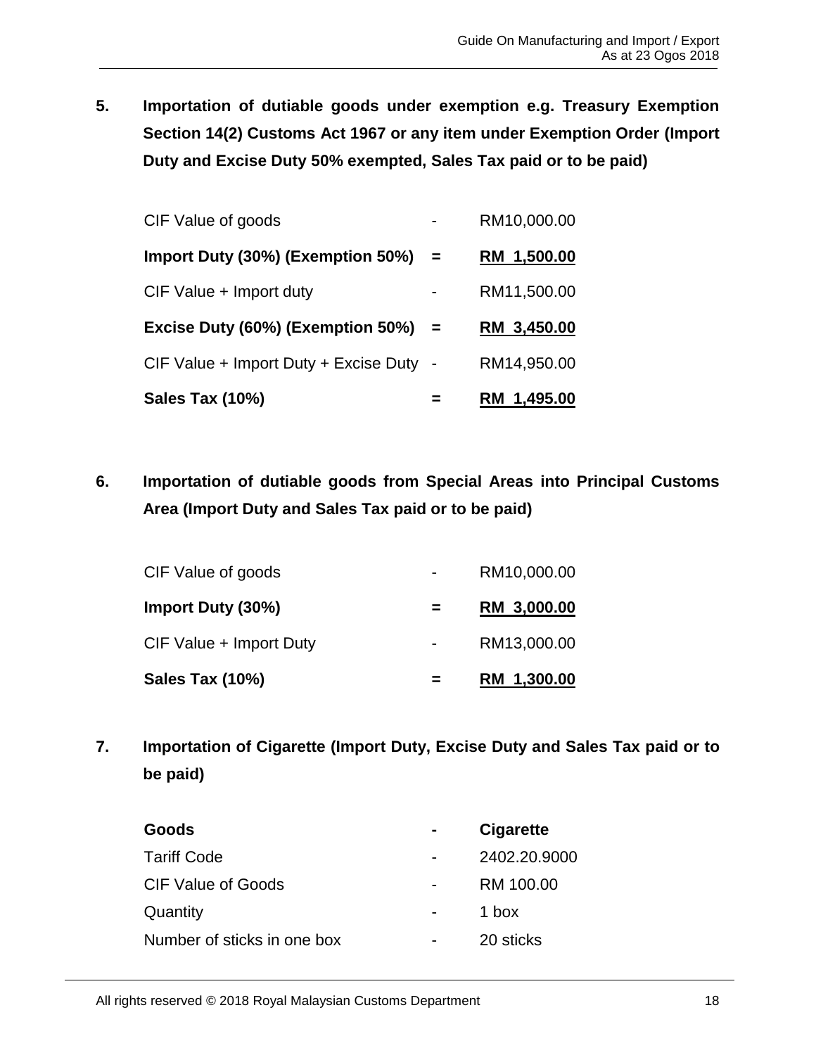**5. Importation of dutiable goods under exemption e.g. Treasury Exemption Section 14(2) Customs Act 1967 or any item under Exemption Order (Import Duty and Excise Duty 50% exempted, Sales Tax paid or to be paid)**

| | | |
|---|---|---|
| CIF Value of goods | - | RM10,000.00 |
| **Import Duty (30%) (Exemption 50%)** | **=** | **RM 1,500.00** |
| CIF Value + Import duty | - | RM11,500.00 |
| **Excise Duty (60%) (Exemption 50%)** | **=** | **RM 3,450.00** |
| CIF Value + Import Duty + Excise Duty | - | RM14,950.00 |
| **Sales Tax (10%)** | **=** | **RM 1,495.00** |

**6. Importation of dutiable goods from Special Areas into Principal Customs Area (Import Duty and Sales Tax paid or to be paid)**

| | | |
|---|---|---|
| CIF Value of goods | - | RM10,000.00 |
| **Import Duty (30%)** | **=** | **RM 3,000.00** |
| CIF Value + Import Duty | - | RM13,000.00 |
| **Sales Tax (10%)** | **=** | **RM 1,300.00** |

**7. Importation of Cigarette (Import Duty, Excise Duty and Sales Tax paid or to be paid)**

| | | |
|---|---|---|
| **Goods** | **-** | **Cigarette** |
| Tariff Code | - | 2402.20.9000 |
| CIF Value of Goods | - | RM 100.00 |
| Quantity | - | 1 box |
| Number of sticks in one box | - | 20 sticks |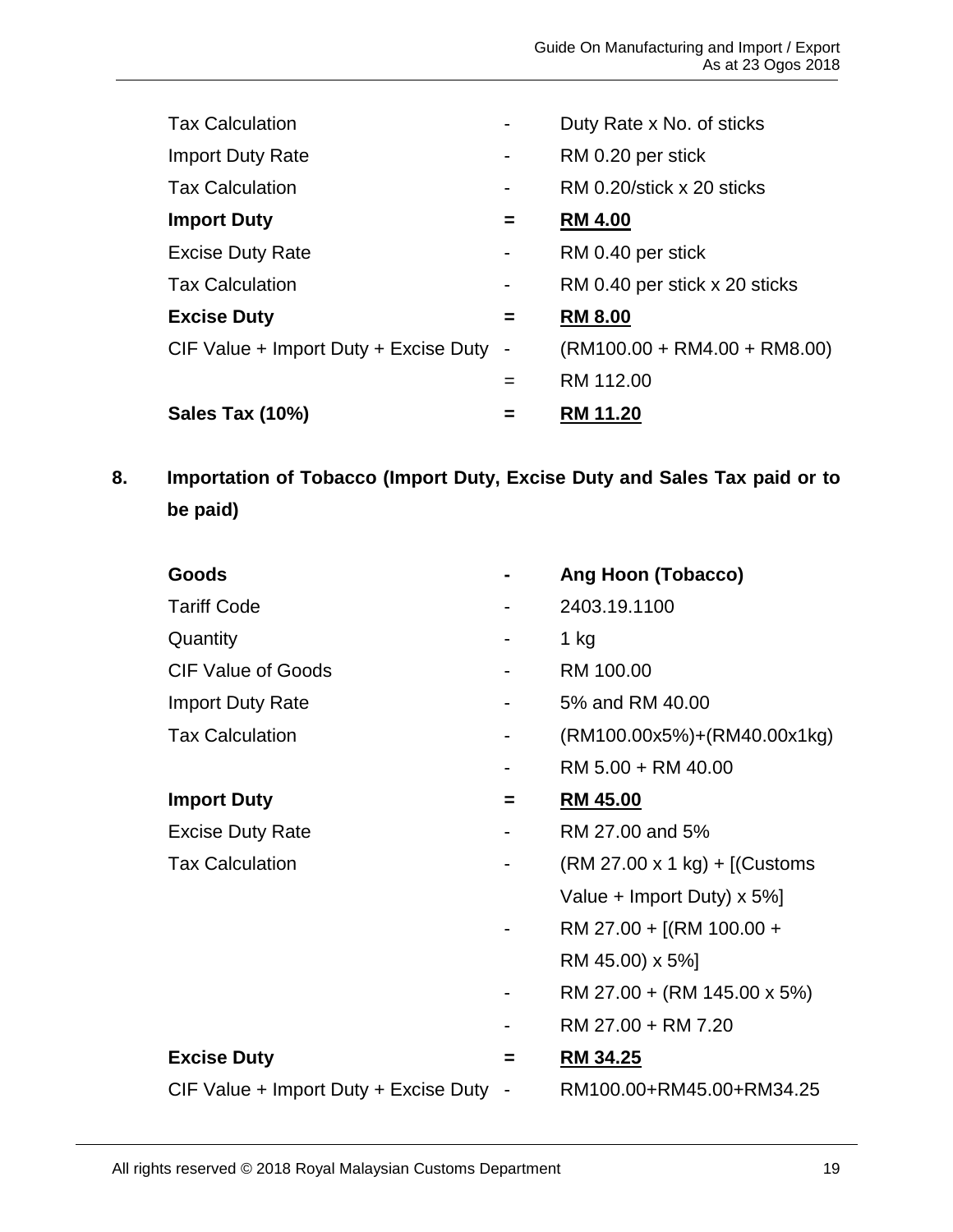| | | |
|---|---|---|
| Tax Calculation | - | Duty Rate x No. of sticks |
| Import Duty Rate | - | RM 0.20 per stick |
| Tax Calculation | - | RM 0.20/stick x 20 sticks |
| **Import Duty** | **=** | **RM 4.00** |
| Excise Duty Rate | - | RM 0.40 per stick |
| Tax Calculation | - | RM 0.40 per stick x 20 sticks |
| **Excise Duty** | **=** | **RM 8.00** |
| CIF Value + Import Duty + Excise Duty | - | (RM100.00 + RM4.00 + RM8.00) |
| | = | RM 112.00 |
| **Sales Tax (10%)** | **=** | **RM 11.20** |

## 8. Importation of Tobacco (Import Duty, Excise Duty and Sales Tax paid or to be paid)

| | | |
|---|---|---|
| **Goods** | **-** | **Ang Hoon (Tobacco)** |
| Tariff Code | - | 2403.19.1100 |
| Quantity | - | 1 kg |
| CIF Value of Goods | - | RM 100.00 |
| Import Duty Rate | - | 5% and RM 40.00 |
| Tax Calculation | - | (RM100.00x5%)+(RM40.00x1kg) |
| | - | RM 5.00 + RM 40.00 |
| **Import Duty** | **=** | **RM 45.00** |
| Excise Duty Rate | - | RM 27.00 and 5% |
| Tax Calculation | - | (RM 27.00 x 1 kg) + [(Customs Value + Import Duty) x 5%] |
| | - | RM 27.00 + [(RM 100.00 + RM 45.00) x 5%] |
| | - | RM 27.00 + (RM 145.00 x 5%) |
| | - | RM 27.00 + RM 7.20 |
| **Excise Duty** | **=** | **RM 34.25** |
| CIF Value + Import Duty + Excise Duty | - | RM100.00+RM45.00+RM34.25 |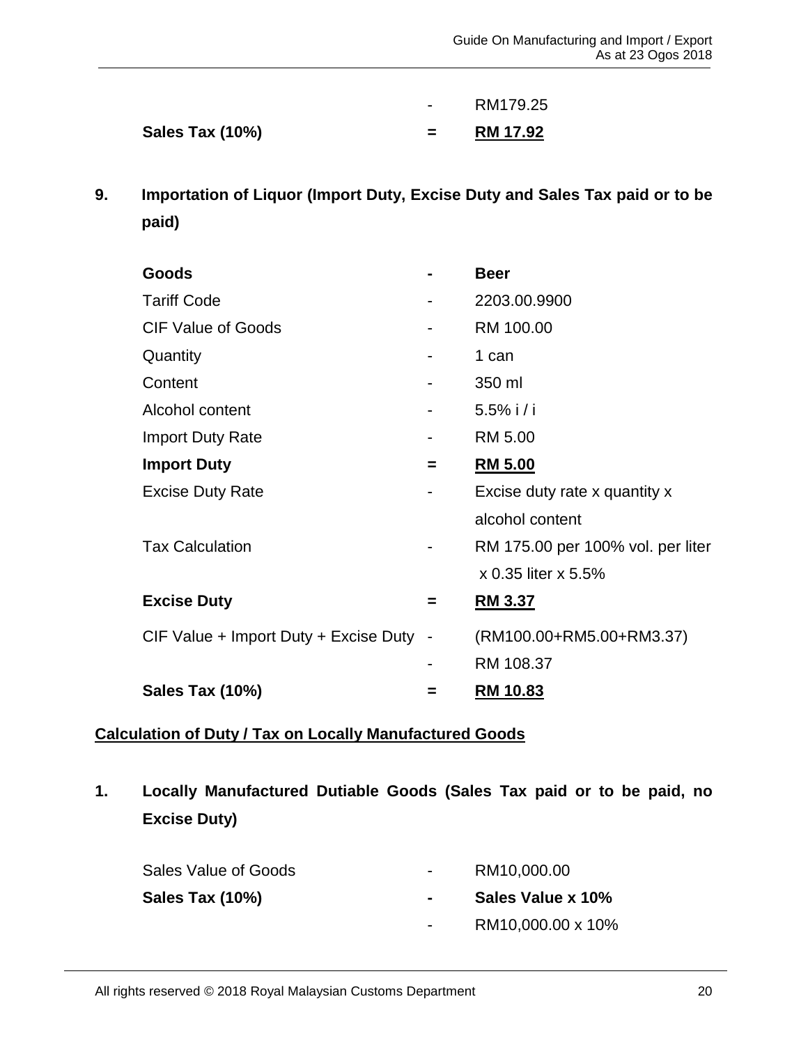| | | |
|---|---|---|
| | - | RM179.25 |
| **Sales Tax (10%)** | **=** | **RM 17.92** |

**9. Importation of Liquor (Import Duty, Excise Duty and Sales Tax paid or to be paid)**

| | | |
|---|---|---|
| **Goods** | **-** | **Beer** |
| Tariff Code | - | 2203.00.9900 |
| CIF Value of Goods | - | RM 100.00 |
| Quantity | - | 1 can |
| Content | - | 350 ml |
| Alcohol content | - | 5.5% i / i |
| Import Duty Rate | - | RM 5.00 |
| **Import Duty** | **=** | **RM 5.00** |
| Excise Duty Rate | - | Excise duty rate x quantity x alcohol content |
| Tax Calculation | - | RM 175.00 per 100% vol. per liter x 0.35 liter x 5.5% |
| **Excise Duty** | **=** | **RM 3.37** |
| CIF Value + Import Duty + Excise Duty | - | (RM100.00+RM5.00+RM3.37) |
| | - | RM 108.37 |
| **Sales Tax (10%)** | **=** | **RM 10.83** |

**Calculation of Duty / Tax on Locally Manufactured Goods**

**1. Locally Manufactured Dutiable Goods (Sales Tax paid or to be paid, no Excise Duty)**

| | | |
|---|---|---|
| Sales Value of Goods | - | RM10,000.00 |
| **Sales Tax (10%)** | **-** | **Sales Value x 10%** |
| | - | RM10,000.00 x 10% |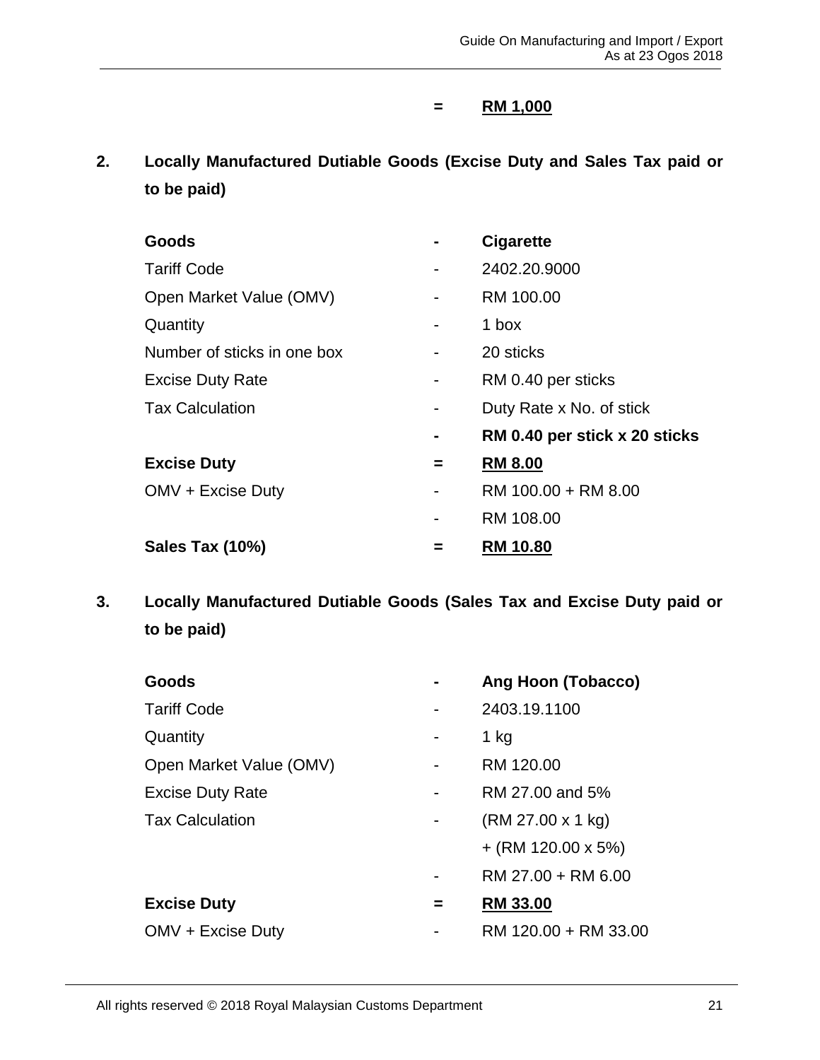= **RM 1,000**

**2. Locally Manufactured Dutiable Goods (Excise Duty and Sales Tax paid or to be paid)**

| | | |
|---|---|---|
| **Goods** | **-** | **Cigarette** |
| Tariff Code | - | 2402.20.9000 |
| Open Market Value (OMV) | - | RM 100.00 |
| Quantity | - | 1 box |
| Number of sticks in one box | - | 20 sticks |
| Excise Duty Rate | - | RM 0.40 per sticks |
| Tax Calculation | - | Duty Rate x No. of stick |
| | **-** | **RM 0.40 per stick x 20 sticks** |
| **Excise Duty** | **=** | **RM 8.00** |
| OMV + Excise Duty | - | RM 100.00 + RM 8.00 |
| | - | RM 108.00 |
| **Sales Tax (10%)** | **=** | **RM 10.80** |

**3. Locally Manufactured Dutiable Goods (Sales Tax and Excise Duty paid or to be paid)**

| | | |
|---|---|---|
| **Goods** | **-** | **Ang Hoon (Tobacco)** |
| Tariff Code | - | 2403.19.1100 |
| Quantity | - | 1 kg |
| Open Market Value (OMV) | - | RM 120.00 |
| Excise Duty Rate | - | RM 27.00 and 5% |
| Tax Calculation | - | (RM 27.00 x 1 kg) |
| | | + (RM 120.00 x 5%) |
| | - | RM 27.00 + RM 6.00 |
| **Excise Duty** | **=** | **RM 33.00** |
| OMV + Excise Duty | - | RM 120.00 + RM 33.00 |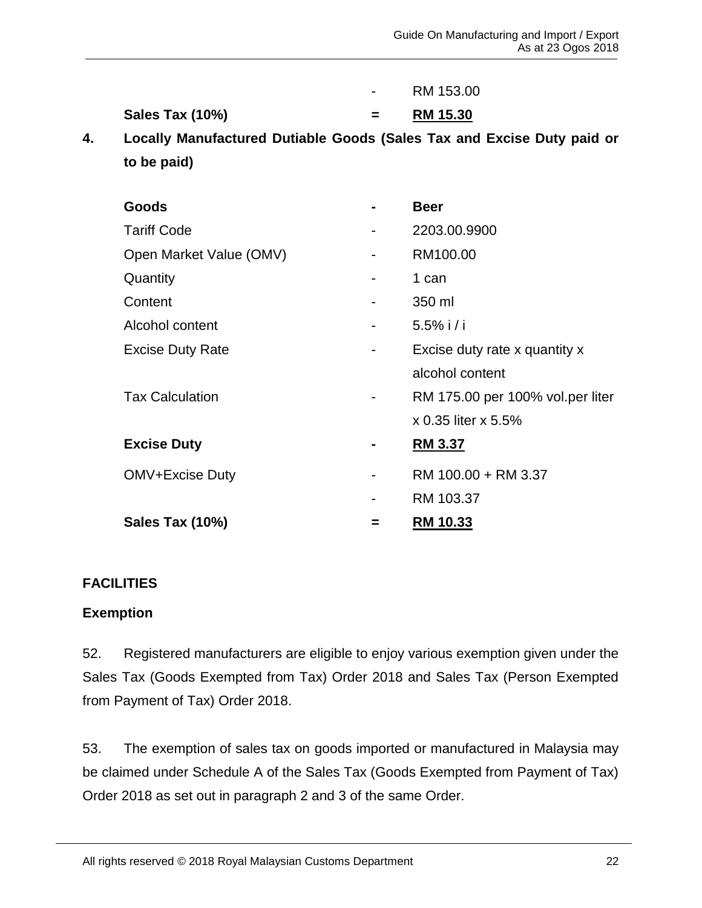| | | |
|---|---|---|
| | - | RM 153.00 |
| **Sales Tax (10%)** | = | **RM 15.30** |

**4. Locally Manufactured Dutiable Goods (Sales Tax and Excise Duty paid or to be paid)**

| | | |
|---|---|---|
| **Goods** | **-** | **Beer** |
| Tariff Code | - | 2203.00.9900 |
| Open Market Value (OMV) | - | RM100.00 |
| Quantity | - | 1 can |
| Content | - | 350 ml |
| Alcohol content | - | 5.5% i / i |
| Excise Duty Rate | - | Excise duty rate x quantity x alcohol content |
| Tax Calculation | - | RM 175.00 per 100% vol.per liter x 0.35 liter x 5.5% |
| **Excise Duty** | **-** | **RM 3.37** |
| OMV+Excise Duty | - | RM 100.00 + RM 3.37 |
| | - | RM 103.37 |
| **Sales Tax (10%)** | = | **RM 10.33** |

## FACILITIES

### Exemption

52. Registered manufacturers are eligible to enjoy various exemption given under the Sales Tax (Goods Exempted from Tax) Order 2018 and Sales Tax (Person Exempted from Payment of Tax) Order 2018.

53. The exemption of sales tax on goods imported or manufactured in Malaysia may be claimed under Schedule A of the Sales Tax (Goods Exempted from Payment of Tax) Order 2018 as set out in paragraph 2 and 3 of the same Order.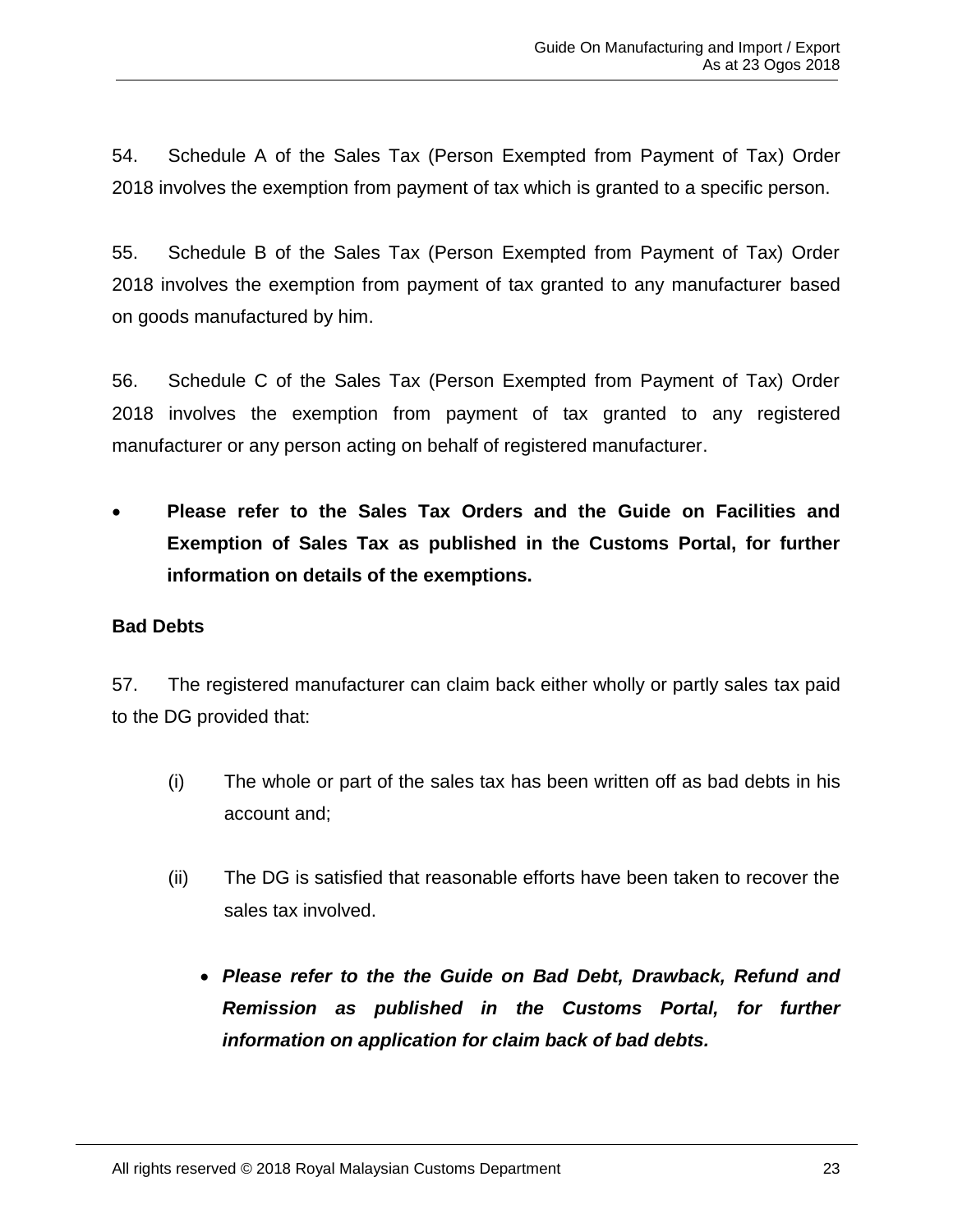54. Schedule A of the Sales Tax (Person Exempted from Payment of Tax) Order 2018 involves the exemption from payment of tax which is granted to a specific person.

55. Schedule B of the Sales Tax (Person Exempted from Payment of Tax) Order 2018 involves the exemption from payment of tax granted to any manufacturer based on goods manufactured by him.

56. Schedule C of the Sales Tax (Person Exempted from Payment of Tax) Order 2018 involves the exemption from payment of tax granted to any registered manufacturer or any person acting on behalf of registered manufacturer.

- **Please refer to the Sales Tax Orders and the Guide on Facilities and Exemption of Sales Tax as published in the Customs Portal, for further information on details of the exemptions.**

**Bad Debts**

57. The registered manufacturer can claim back either wholly or partly sales tax paid to the DG provided that:

(i) The whole or part of the sales tax has been written off as bad debts in his account and;

(ii) The DG is satisfied that reasonable efforts have been taken to recover the sales tax involved.

- ***Please refer to the the Guide on Bad Debt, Drawback, Refund and Remission as published in the Customs Portal, for further information on application for claim back of bad debts.***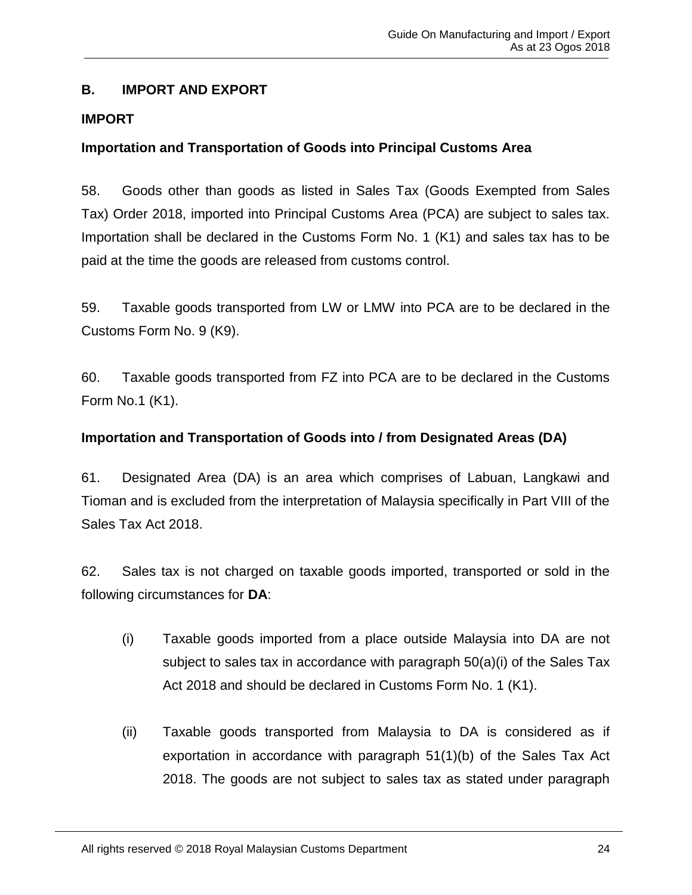## B. IMPORT AND EXPORT

### IMPORT

### Importation and Transportation of Goods into Principal Customs Area

58. Goods other than goods as listed in Sales Tax (Goods Exempted from Sales Tax) Order 2018, imported into Principal Customs Area (PCA) are subject to sales tax. Importation shall be declared in the Customs Form No. 1 (K1) and sales tax has to be paid at the time the goods are released from customs control.

59. Taxable goods transported from LW or LMW into PCA are to be declared in the Customs Form No. 9 (K9).

60. Taxable goods transported from FZ into PCA are to be declared in the Customs Form No.1 (K1).

### Importation and Transportation of Goods into / from Designated Areas (DA)

61. Designated Area (DA) is an area which comprises of Labuan, Langkawi and Tioman and is excluded from the interpretation of Malaysia specifically in Part VIII of the Sales Tax Act 2018.

62. Sales tax is not charged on taxable goods imported, transported or sold in the following circumstances for **DA**:

(i) Taxable goods imported from a place outside Malaysia into DA are not subject to sales tax in accordance with paragraph 50(a)(i) of the Sales Tax Act 2018 and should be declared in Customs Form No. 1 (K1).

(ii) Taxable goods transported from Malaysia to DA is considered as if exportation in accordance with paragraph 51(1)(b) of the Sales Tax Act 2018. The goods are not subject to sales tax as stated under paragraph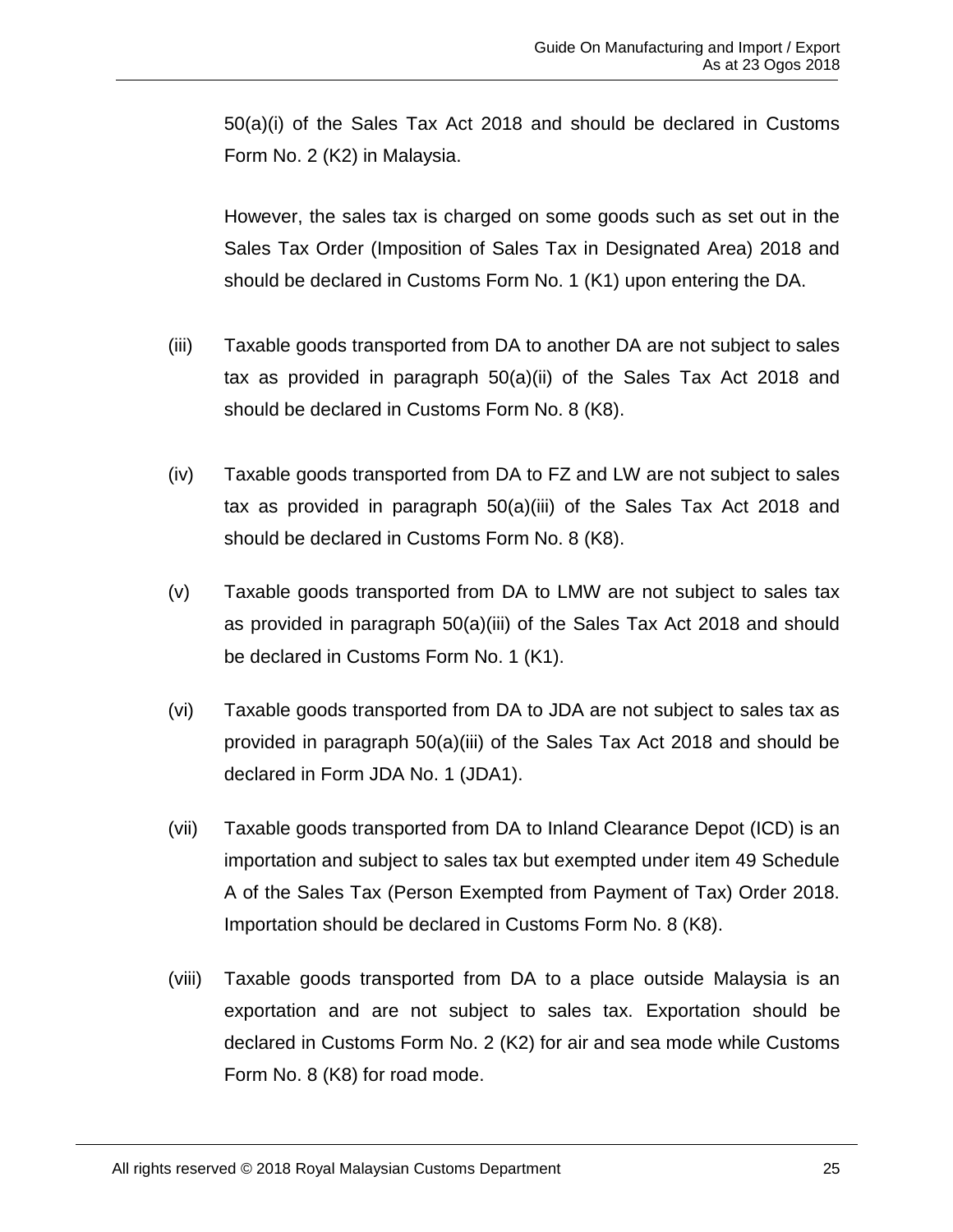50(a)(i) of the Sales Tax Act 2018 and should be declared in Customs Form No. 2 (K2) in Malaysia.

However, the sales tax is charged on some goods such as set out in the Sales Tax Order (Imposition of Sales Tax in Designated Area) 2018 and should be declared in Customs Form No. 1 (K1) upon entering the DA.

(iii) Taxable goods transported from DA to another DA are not subject to sales tax as provided in paragraph 50(a)(ii) of the Sales Tax Act 2018 and should be declared in Customs Form No. 8 (K8).

(iv) Taxable goods transported from DA to FZ and LW are not subject to sales tax as provided in paragraph 50(a)(iii) of the Sales Tax Act 2018 and should be declared in Customs Form No. 8 (K8).

(v) Taxable goods transported from DA to LMW are not subject to sales tax as provided in paragraph 50(a)(iii) of the Sales Tax Act 2018 and should be declared in Customs Form No. 1 (K1).

(vi) Taxable goods transported from DA to JDA are not subject to sales tax as provided in paragraph 50(a)(iii) of the Sales Tax Act 2018 and should be declared in Form JDA No. 1 (JDA1).

(vii) Taxable goods transported from DA to Inland Clearance Depot (ICD) is an importation and subject to sales tax but exempted under item 49 Schedule A of the Sales Tax (Person Exempted from Payment of Tax) Order 2018. Importation should be declared in Customs Form No. 8 (K8).

(viii) Taxable goods transported from DA to a place outside Malaysia is an exportation and are not subject to sales tax. Exportation should be declared in Customs Form No. 2 (K2) for air and sea mode while Customs Form No. 8 (K8) for road mode.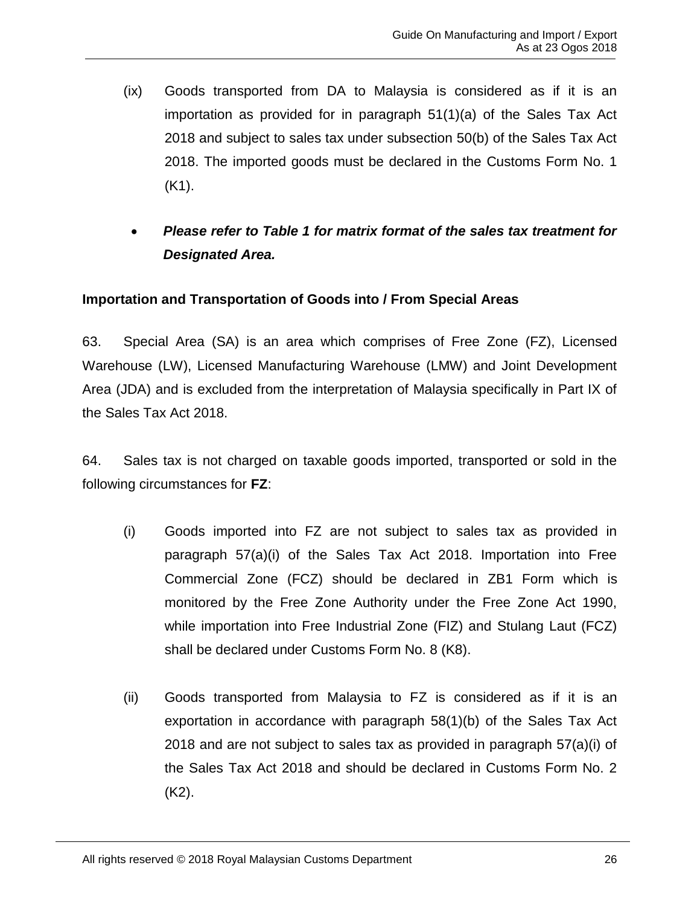(ix) Goods transported from DA to Malaysia is considered as if it is an importation as provided for in paragraph 51(1)(a) of the Sales Tax Act 2018 and subject to sales tax under subsection 50(b) of the Sales Tax Act 2018. The imported goods must be declared in the Customs Form No. 1 (K1).

- ***Please refer to Table 1 for matrix format of the sales tax treatment for Designated Area.***

**Importation and Transportation of Goods into / From Special Areas**

63. Special Area (SA) is an area which comprises of Free Zone (FZ), Licensed Warehouse (LW), Licensed Manufacturing Warehouse (LMW) and Joint Development Area (JDA) and is excluded from the interpretation of Malaysia specifically in Part IX of the Sales Tax Act 2018.

64. Sales tax is not charged on taxable goods imported, transported or sold in the following circumstances for **FZ**:

(i) Goods imported into FZ are not subject to sales tax as provided in paragraph 57(a)(i) of the Sales Tax Act 2018. Importation into Free Commercial Zone (FCZ) should be declared in ZB1 Form which is monitored by the Free Zone Authority under the Free Zone Act 1990, while importation into Free Industrial Zone (FIZ) and Stulang Laut (FCZ) shall be declared under Customs Form No. 8 (K8).

(ii) Goods transported from Malaysia to FZ is considered as if it is an exportation in accordance with paragraph 58(1)(b) of the Sales Tax Act 2018 and are not subject to sales tax as provided in paragraph 57(a)(i) of the Sales Tax Act 2018 and should be declared in Customs Form No. 2 (K2).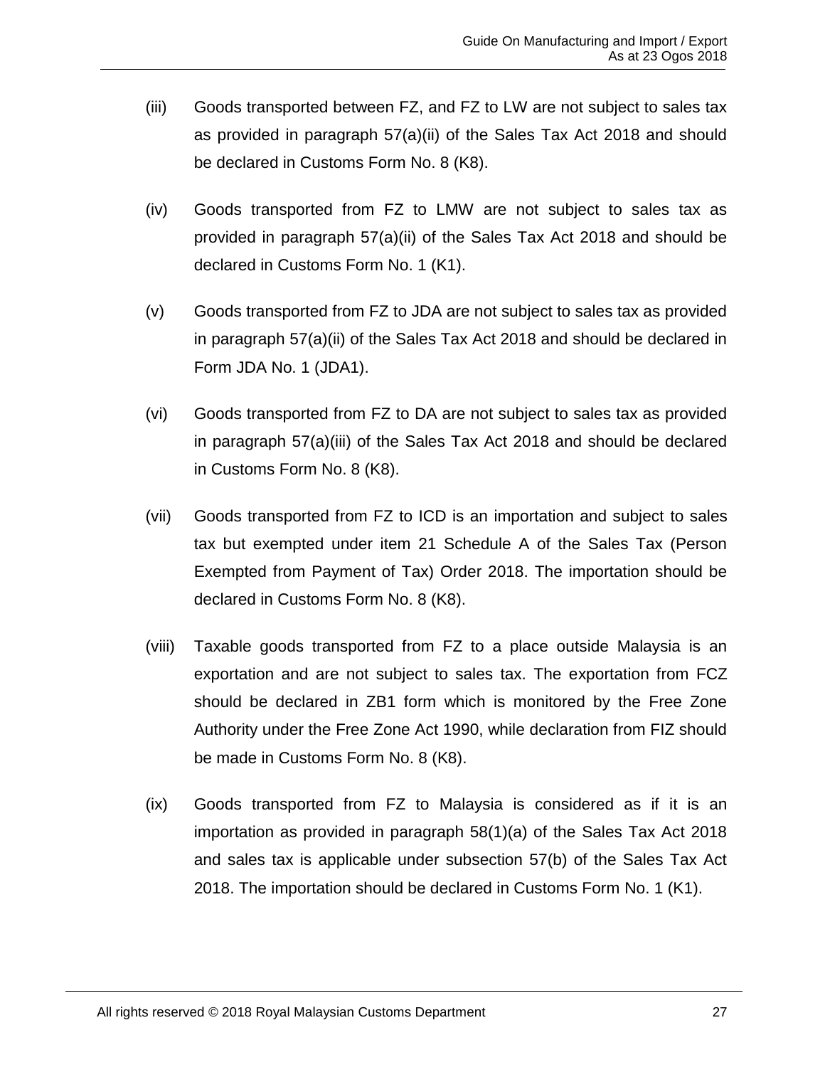(iii) Goods transported between FZ, and FZ to LW are not subject to sales tax as provided in paragraph 57(a)(ii) of the Sales Tax Act 2018 and should be declared in Customs Form No. 8 (K8).

(iv) Goods transported from FZ to LMW are not subject to sales tax as provided in paragraph 57(a)(ii) of the Sales Tax Act 2018 and should be declared in Customs Form No. 1 (K1).

(v) Goods transported from FZ to JDA are not subject to sales tax as provided in paragraph 57(a)(ii) of the Sales Tax Act 2018 and should be declared in Form JDA No. 1 (JDA1).

(vi) Goods transported from FZ to DA are not subject to sales tax as provided in paragraph 57(a)(iii) of the Sales Tax Act 2018 and should be declared in Customs Form No. 8 (K8).

(vii) Goods transported from FZ to ICD is an importation and subject to sales tax but exempted under item 21 Schedule A of the Sales Tax (Person Exempted from Payment of Tax) Order 2018. The importation should be declared in Customs Form No. 8 (K8).

(viii) Taxable goods transported from FZ to a place outside Malaysia is an exportation and are not subject to sales tax. The exportation from FCZ should be declared in ZB1 form which is monitored by the Free Zone Authority under the Free Zone Act 1990, while declaration from FIZ should be made in Customs Form No. 8 (K8).

(ix) Goods transported from FZ to Malaysia is considered as if it is an importation as provided in paragraph 58(1)(a) of the Sales Tax Act 2018 and sales tax is applicable under subsection 57(b) of the Sales Tax Act 2018. The importation should be declared in Customs Form No. 1 (K1).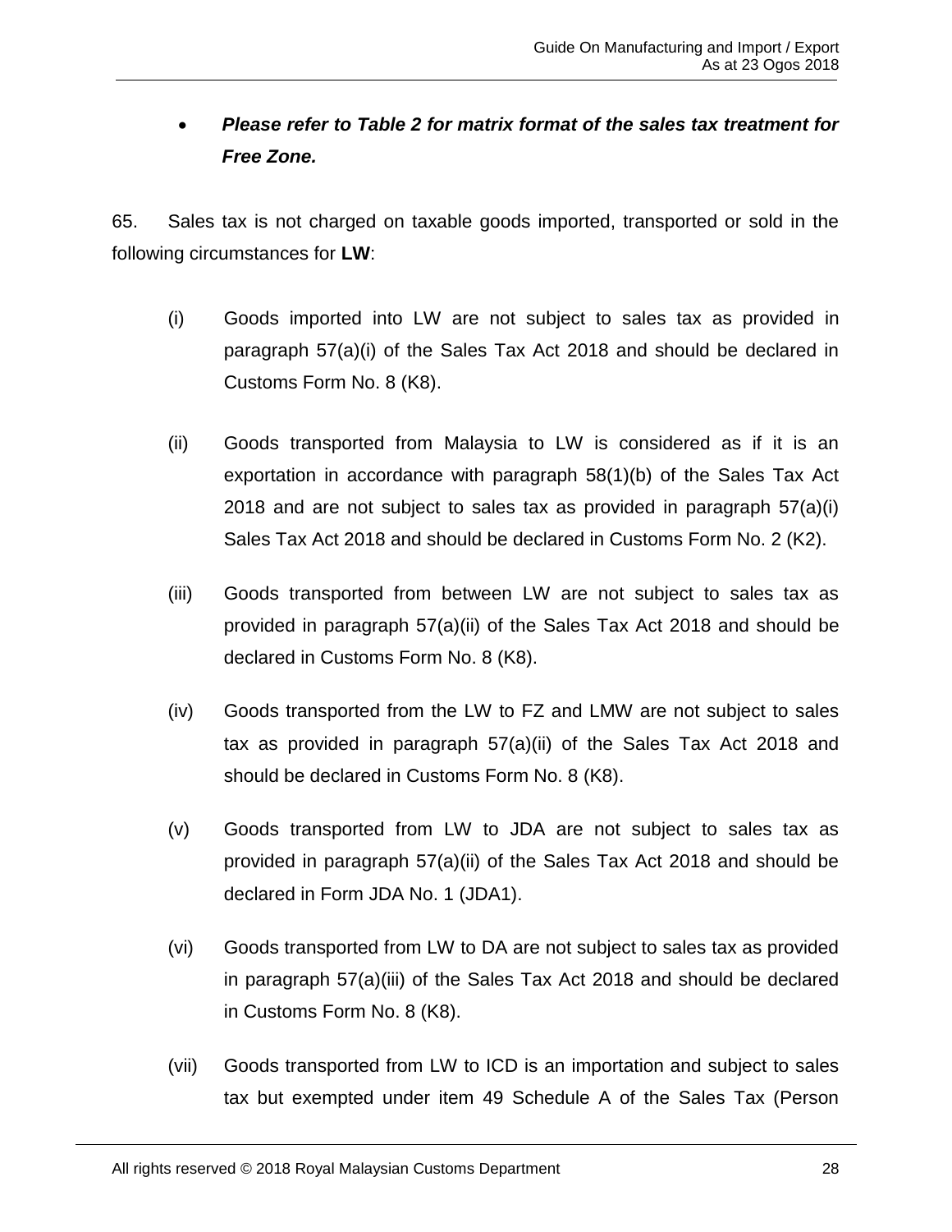- ***Please refer to Table 2 for matrix format of the sales tax treatment for Free Zone.***

65. Sales tax is not charged on taxable goods imported, transported or sold in the following circumstances for **LW**:

(i) Goods imported into LW are not subject to sales tax as provided in paragraph 57(a)(i) of the Sales Tax Act 2018 and should be declared in Customs Form No. 8 (K8).

(ii) Goods transported from Malaysia to LW is considered as if it is an exportation in accordance with paragraph 58(1)(b) of the Sales Tax Act 2018 and are not subject to sales tax as provided in paragraph 57(a)(i) Sales Tax Act 2018 and should be declared in Customs Form No. 2 (K2).

(iii) Goods transported from between LW are not subject to sales tax as provided in paragraph 57(a)(ii) of the Sales Tax Act 2018 and should be declared in Customs Form No. 8 (K8).

(iv) Goods transported from the LW to FZ and LMW are not subject to sales tax as provided in paragraph 57(a)(ii) of the Sales Tax Act 2018 and should be declared in Customs Form No. 8 (K8).

(v) Goods transported from LW to JDA are not subject to sales tax as provided in paragraph 57(a)(ii) of the Sales Tax Act 2018 and should be declared in Form JDA No. 1 (JDA1).

(vi) Goods transported from LW to DA are not subject to sales tax as provided in paragraph 57(a)(iii) of the Sales Tax Act 2018 and should be declared in Customs Form No. 8 (K8).

(vii) Goods transported from LW to ICD is an importation and subject to sales tax but exempted under item 49 Schedule A of the Sales Tax (Person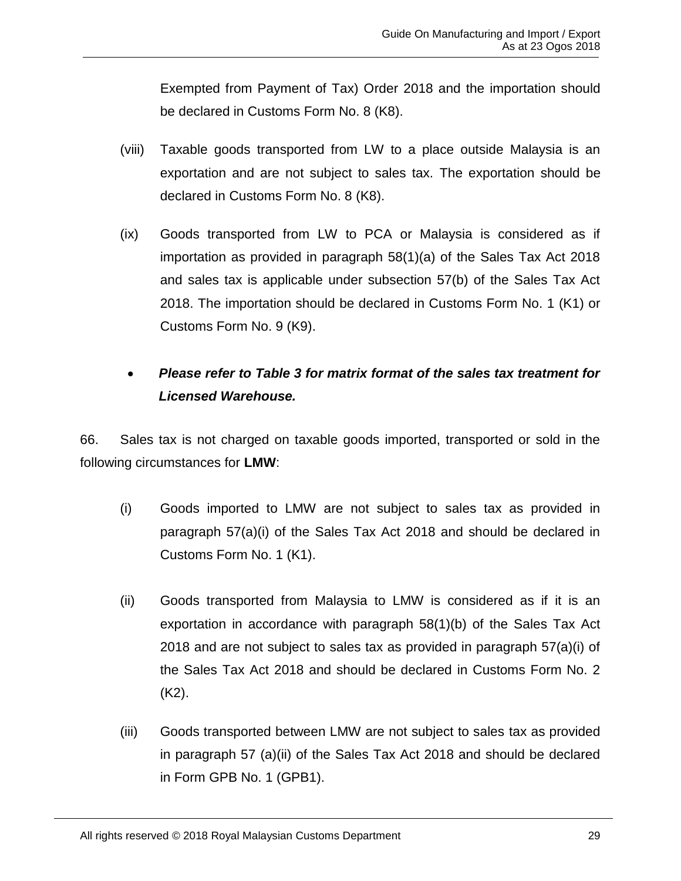Exempted from Payment of Tax) Order 2018 and the importation should be declared in Customs Form No. 8 (K8).

(viii) Taxable goods transported from LW to a place outside Malaysia is an exportation and are not subject to sales tax. The exportation should be declared in Customs Form No. 8 (K8).

(ix) Goods transported from LW to PCA or Malaysia is considered as if importation as provided in paragraph 58(1)(a) of the Sales Tax Act 2018 and sales tax is applicable under subsection 57(b) of the Sales Tax Act 2018. The importation should be declared in Customs Form No. 1 (K1) or Customs Form No. 9 (K9).

- ***Please refer to Table 3 for matrix format of the sales tax treatment for Licensed Warehouse.***

66. Sales tax is not charged on taxable goods imported, transported or sold in the following circumstances for **LMW**:

(i) Goods imported to LMW are not subject to sales tax as provided in paragraph 57(a)(i) of the Sales Tax Act 2018 and should be declared in Customs Form No. 1 (K1).

(ii) Goods transported from Malaysia to LMW is considered as if it is an exportation in accordance with paragraph 58(1)(b) of the Sales Tax Act 2018 and are not subject to sales tax as provided in paragraph 57(a)(i) of the Sales Tax Act 2018 and should be declared in Customs Form No. 2 (K2).

(iii) Goods transported between LMW are not subject to sales tax as provided in paragraph 57 (a)(ii) of the Sales Tax Act 2018 and should be declared in Form GPB No. 1 (GPB1).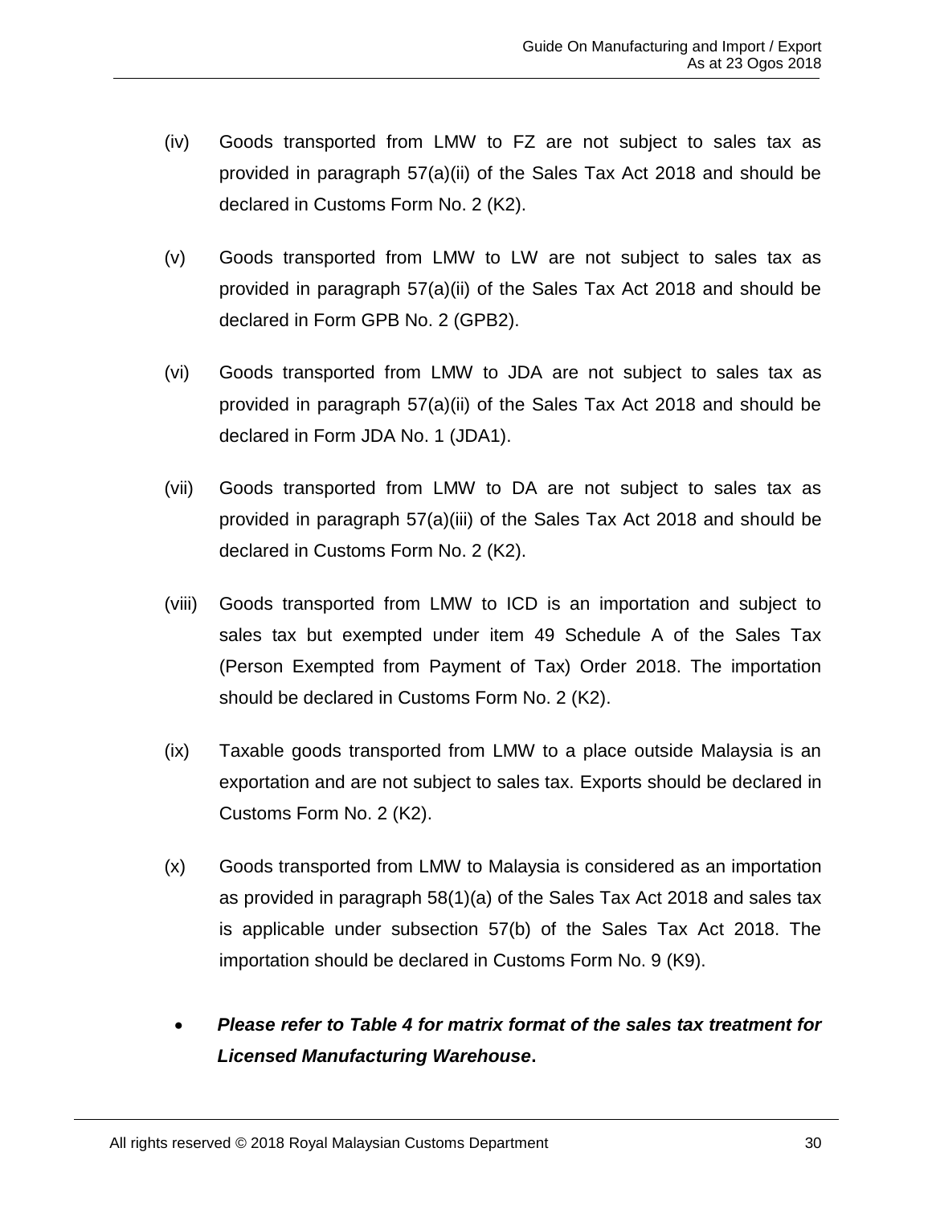(iv) Goods transported from LMW to FZ are not subject to sales tax as provided in paragraph 57(a)(ii) of the Sales Tax Act 2018 and should be declared in Customs Form No. 2 (K2).

(v) Goods transported from LMW to LW are not subject to sales tax as provided in paragraph 57(a)(ii) of the Sales Tax Act 2018 and should be declared in Form GPB No. 2 (GPB2).

(vi) Goods transported from LMW to JDA are not subject to sales tax as provided in paragraph 57(a)(ii) of the Sales Tax Act 2018 and should be declared in Form JDA No. 1 (JDA1).

(vii) Goods transported from LMW to DA are not subject to sales tax as provided in paragraph 57(a)(iii) of the Sales Tax Act 2018 and should be declared in Customs Form No. 2 (K2).

(viii) Goods transported from LMW to ICD is an importation and subject to sales tax but exempted under item 49 Schedule A of the Sales Tax (Person Exempted from Payment of Tax) Order 2018. The importation should be declared in Customs Form No. 2 (K2).

(ix) Taxable goods transported from LMW to a place outside Malaysia is an exportation and are not subject to sales tax. Exports should be declared in Customs Form No. 2 (K2).

(x) Goods transported from LMW to Malaysia is considered as an importation as provided in paragraph 58(1)(a) of the Sales Tax Act 2018 and sales tax is applicable under subsection 57(b) of the Sales Tax Act 2018. The importation should be declared in Customs Form No. 9 (K9).

- ***Please refer to Table 4 for matrix format of the sales tax treatment for Licensed Manufacturing Warehouse*.**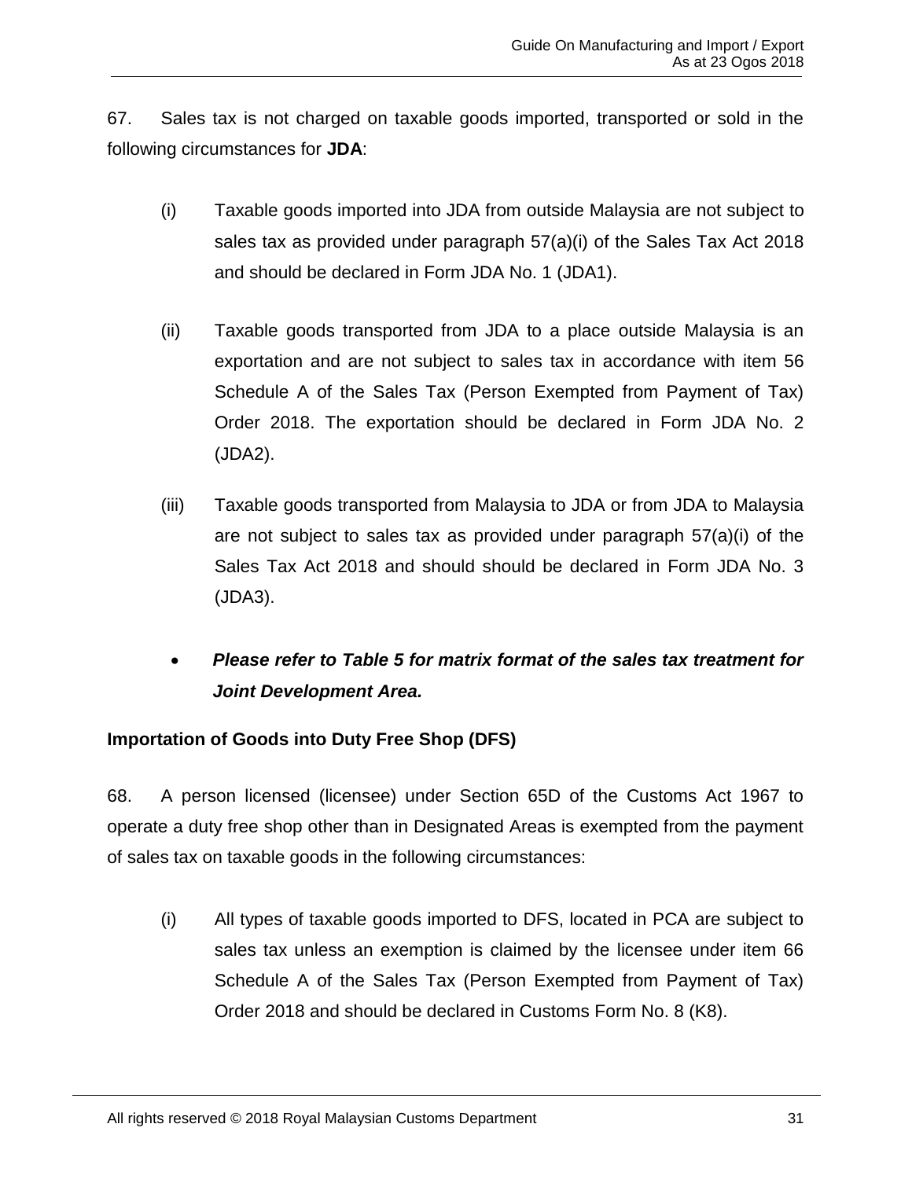67. Sales tax is not charged on taxable goods imported, transported or sold in the following circumstances for **JDA**:

(i) Taxable goods imported into JDA from outside Malaysia are not subject to sales tax as provided under paragraph 57(a)(i) of the Sales Tax Act 2018 and should be declared in Form JDA No. 1 (JDA1).

(ii) Taxable goods transported from JDA to a place outside Malaysia is an exportation and are not subject to sales tax in accordance with item 56 Schedule A of the Sales Tax (Person Exempted from Payment of Tax) Order 2018. The exportation should be declared in Form JDA No. 2 (JDA2).

(iii) Taxable goods transported from Malaysia to JDA or from JDA to Malaysia are not subject to sales tax as provided under paragraph 57(a)(i) of the Sales Tax Act 2018 and should should be declared in Form JDA No. 3 (JDA3).

- ***Please refer to Table 5 for matrix format of the sales tax treatment for Joint Development Area.***

**Importation of Goods into Duty Free Shop (DFS)**

68. A person licensed (licensee) under Section 65D of the Customs Act 1967 to operate a duty free shop other than in Designated Areas is exempted from the payment of sales tax on taxable goods in the following circumstances:

(i) All types of taxable goods imported to DFS, located in PCA are subject to sales tax unless an exemption is claimed by the licensee under item 66 Schedule A of the Sales Tax (Person Exempted from Payment of Tax) Order 2018 and should be declared in Customs Form No. 8 (K8).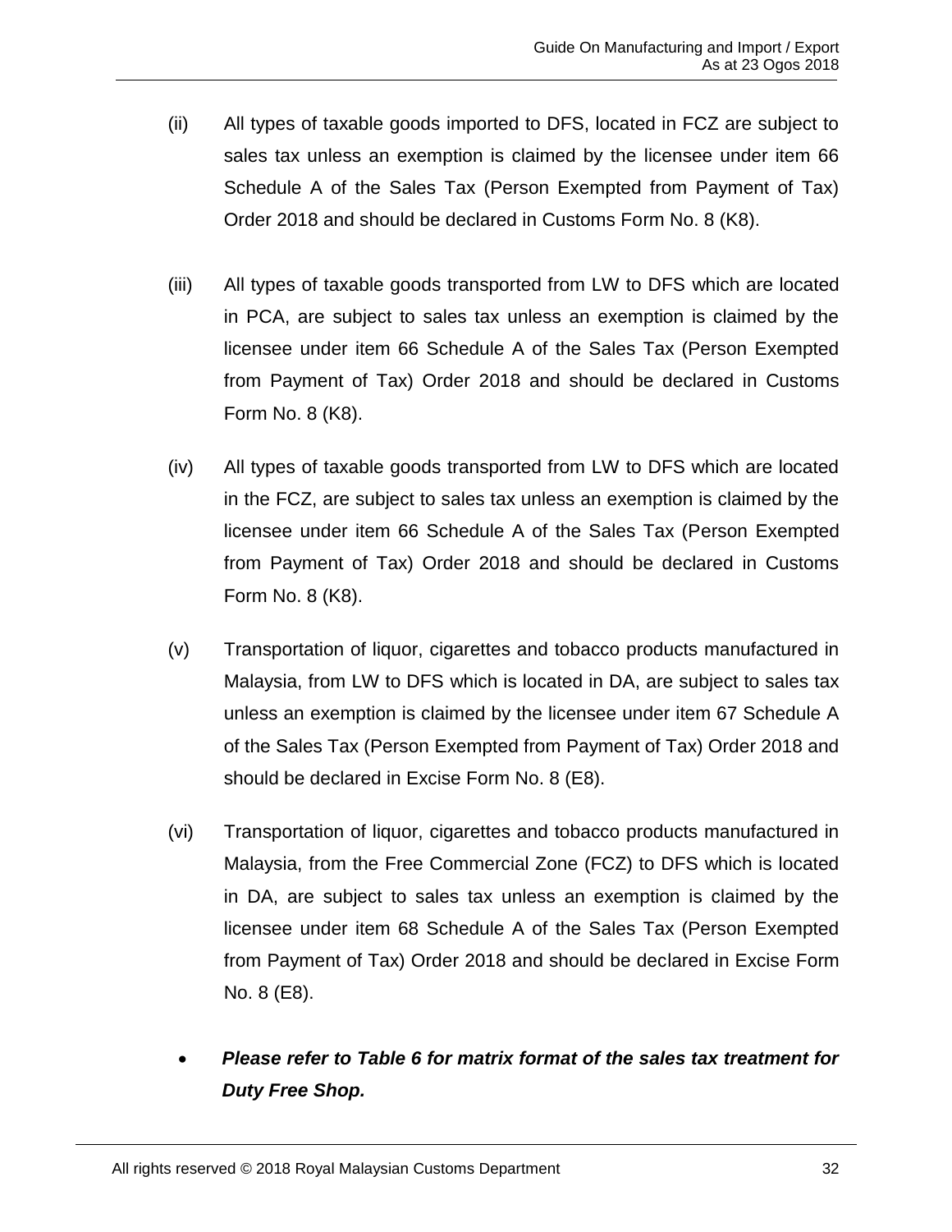(ii) All types of taxable goods imported to DFS, located in FCZ are subject to sales tax unless an exemption is claimed by the licensee under item 66 Schedule A of the Sales Tax (Person Exempted from Payment of Tax) Order 2018 and should be declared in Customs Form No. 8 (K8).

(iii) All types of taxable goods transported from LW to DFS which are located in PCA, are subject to sales tax unless an exemption is claimed by the licensee under item 66 Schedule A of the Sales Tax (Person Exempted from Payment of Tax) Order 2018 and should be declared in Customs Form No. 8 (K8).

(iv) All types of taxable goods transported from LW to DFS which are located in the FCZ, are subject to sales tax unless an exemption is claimed by the licensee under item 66 Schedule A of the Sales Tax (Person Exempted from Payment of Tax) Order 2018 and should be declared in Customs Form No. 8 (K8).

(v) Transportation of liquor, cigarettes and tobacco products manufactured in Malaysia, from LW to DFS which is located in DA, are subject to sales tax unless an exemption is claimed by the licensee under item 67 Schedule A of the Sales Tax (Person Exempted from Payment of Tax) Order 2018 and should be declared in Excise Form No. 8 (E8).

(vi) Transportation of liquor, cigarettes and tobacco products manufactured in Malaysia, from the Free Commercial Zone (FCZ) to DFS which is located in DA, are subject to sales tax unless an exemption is claimed by the licensee under item 68 Schedule A of the Sales Tax (Person Exempted from Payment of Tax) Order 2018 and should be declared in Excise Form No. 8 (E8).

- ***Please refer to Table 6 for matrix format of the sales tax treatment for Duty Free Shop.***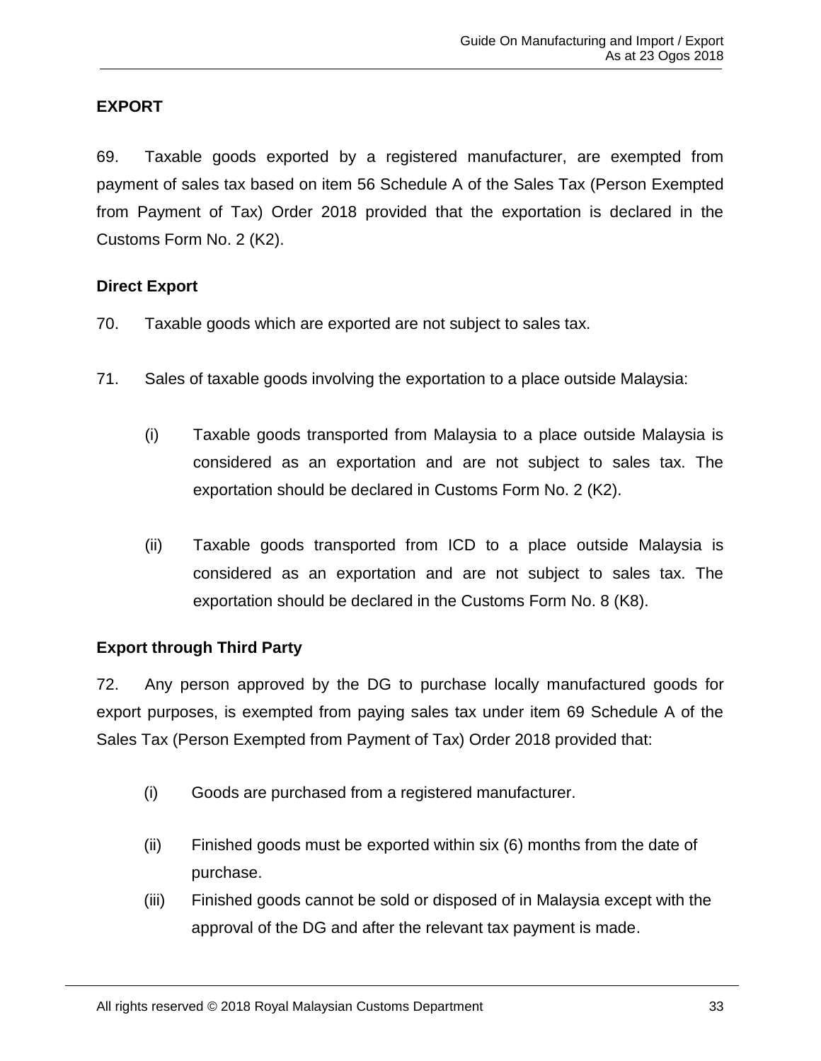## EXPORT

69. Taxable goods exported by a registered manufacturer, are exempted from payment of sales tax based on item 56 Schedule A of the Sales Tax (Person Exempted from Payment of Tax) Order 2018 provided that the exportation is declared in the Customs Form No. 2 (K2).

### Direct Export

70. Taxable goods which are exported are not subject to sales tax.

71. Sales of taxable goods involving the exportation to a place outside Malaysia:

(i) Taxable goods transported from Malaysia to a place outside Malaysia is considered as an exportation and are not subject to sales tax. The exportation should be declared in Customs Form No. 2 (K2).

(ii) Taxable goods transported from ICD to a place outside Malaysia is considered as an exportation and are not subject to sales tax. The exportation should be declared in the Customs Form No. 8 (K8).

### Export through Third Party

72. Any person approved by the DG to purchase locally manufactured goods for export purposes, is exempted from paying sales tax under item 69 Schedule A of the Sales Tax (Person Exempted from Payment of Tax) Order 2018 provided that:

(i) Goods are purchased from a registered manufacturer.

(ii) Finished goods must be exported within six (6) months from the date of purchase.

(iii) Finished goods cannot be sold or disposed of in Malaysia except with the approval of the DG and after the relevant tax payment is made.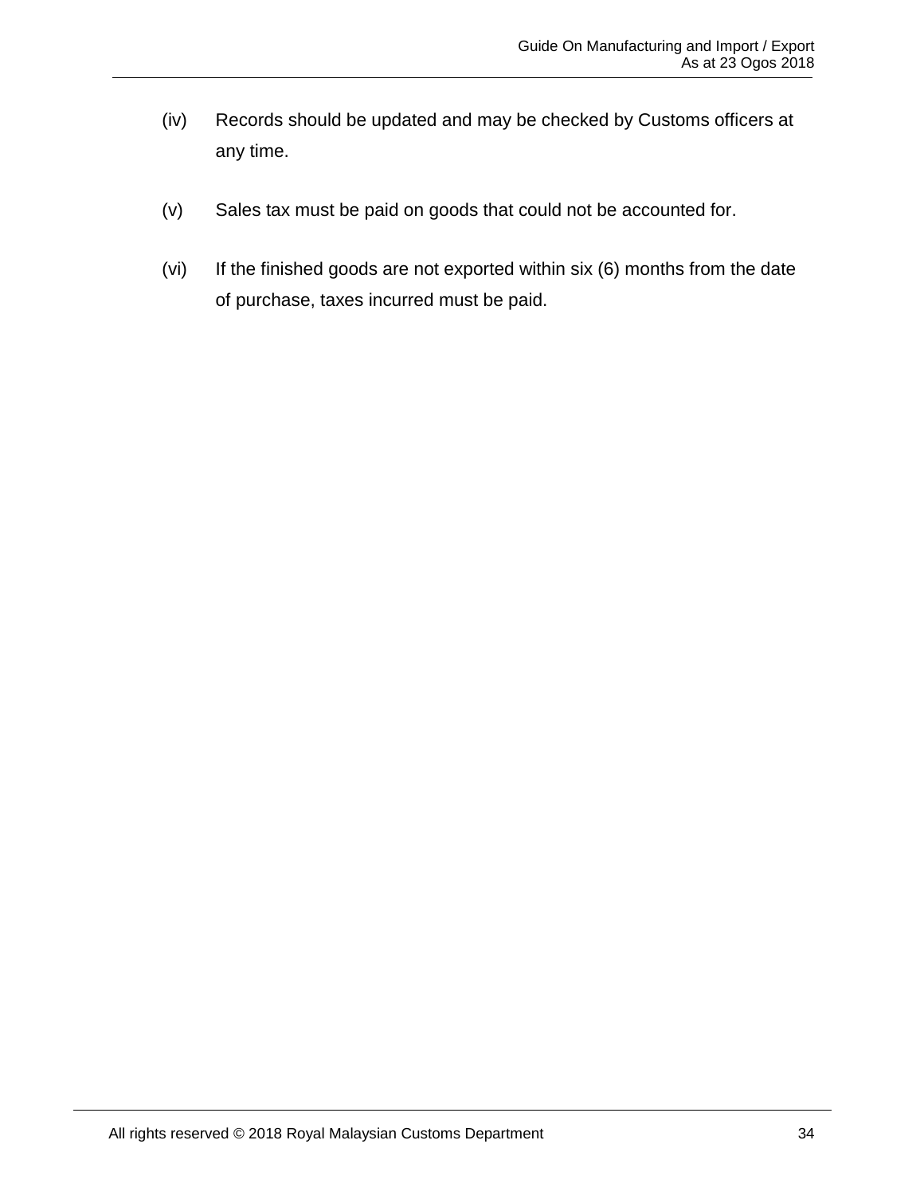(iv) Records should be updated and may be checked by Customs officers at any time.

(v) Sales tax must be paid on goods that could not be accounted for.

(vi) If the finished goods are not exported within six (6) months from the date of purchase, taxes incurred must be paid.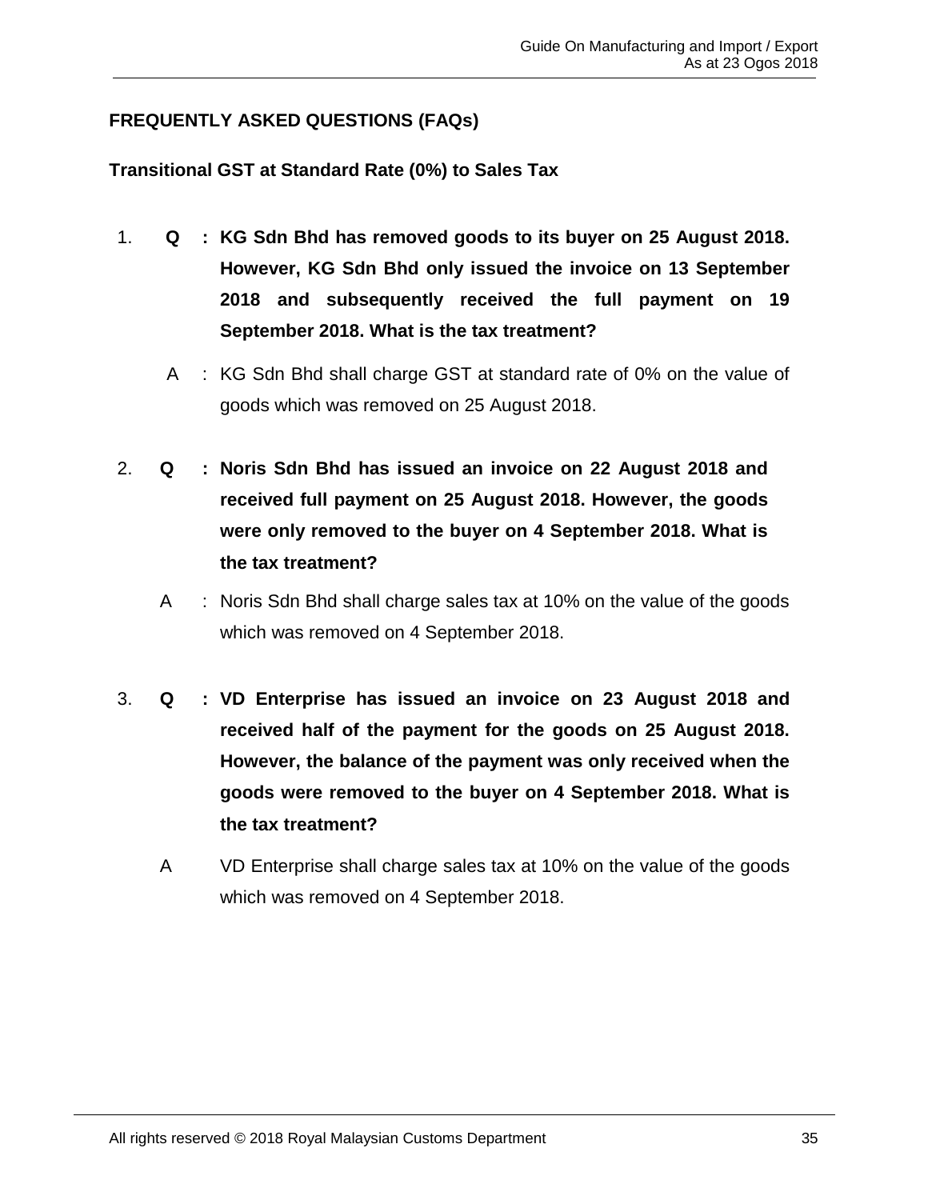## FREQUENTLY ASKED QUESTIONS (FAQs)

### Transitional GST at Standard Rate (0%) to Sales Tax

1. **Q : KG Sdn Bhd has removed goods to its buyer on 25 August 2018. However, KG Sdn Bhd only issued the invoice on 13 September 2018 and subsequently received the full payment on 19 September 2018. What is the tax treatment?**

   A : KG Sdn Bhd shall charge GST at standard rate of 0% on the value of goods which was removed on 25 August 2018.

2. **Q : Noris Sdn Bhd has issued an invoice on 22 August 2018 and received full payment on 25 August 2018. However, the goods were only removed to the buyer on 4 September 2018. What is the tax treatment?**

   A : Noris Sdn Bhd shall charge sales tax at 10% on the value of the goods which was removed on 4 September 2018.

3. **Q : VD Enterprise has issued an invoice on 23 August 2018 and received half of the payment for the goods on 25 August 2018. However, the balance of the payment was only received when the goods were removed to the buyer on 4 September 2018. What is the tax treatment?**

   A VD Enterprise shall charge sales tax at 10% on the value of the goods which was removed on 4 September 2018.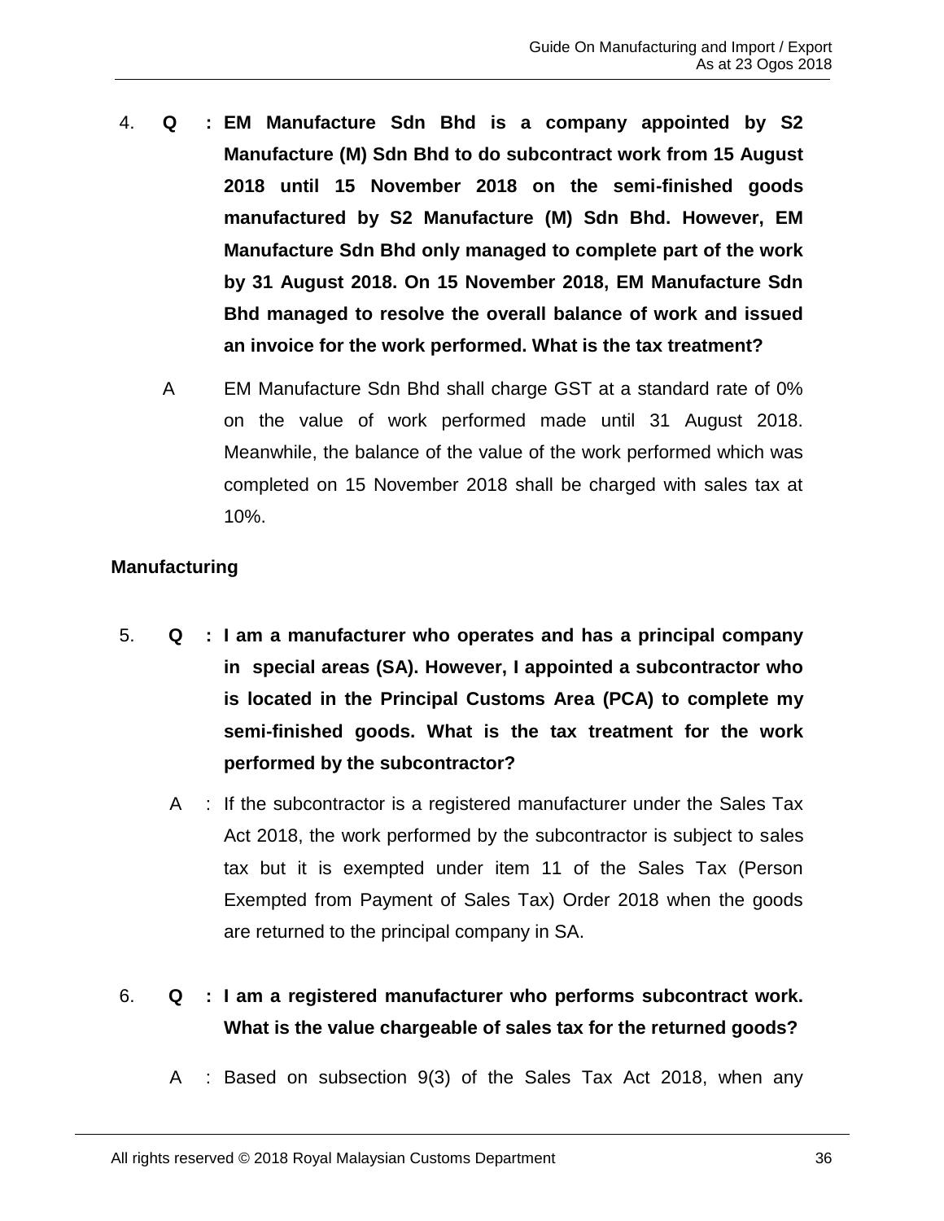4. **Q : EM Manufacture Sdn Bhd is a company appointed by S2 Manufacture (M) Sdn Bhd to do subcontract work from 15 August 2018 until 15 November 2018 on the semi-finished goods manufactured by S2 Manufacture (M) Sdn Bhd. However, EM Manufacture Sdn Bhd only managed to complete part of the work by 31 August 2018. On 15 November 2018, EM Manufacture Sdn Bhd managed to resolve the overall balance of work and issued an invoice for the work performed. What is the tax treatment?**

   A EM Manufacture Sdn Bhd shall charge GST at a standard rate of 0% on the value of work performed made until 31 August 2018. Meanwhile, the balance of the value of the work performed which was completed on 15 November 2018 shall be charged with sales tax at 10%.

**Manufacturing**

5. **Q : I am a manufacturer who operates and has a principal company in special areas (SA). However, I appointed a subcontractor who is located in the Principal Customs Area (PCA) to complete my semi-finished goods. What is the tax treatment for the work performed by the subcontractor?**

   A : If the subcontractor is a registered manufacturer under the Sales Tax Act 2018, the work performed by the subcontractor is subject to sales tax but it is exempted under item 11 of the Sales Tax (Person Exempted from Payment of Sales Tax) Order 2018 when the goods are returned to the principal company in SA.

6. **Q : I am a registered manufacturer who performs subcontract work. What is the value chargeable of sales tax for the returned goods?**

   A : Based on subsection 9(3) of the Sales Tax Act 2018, when any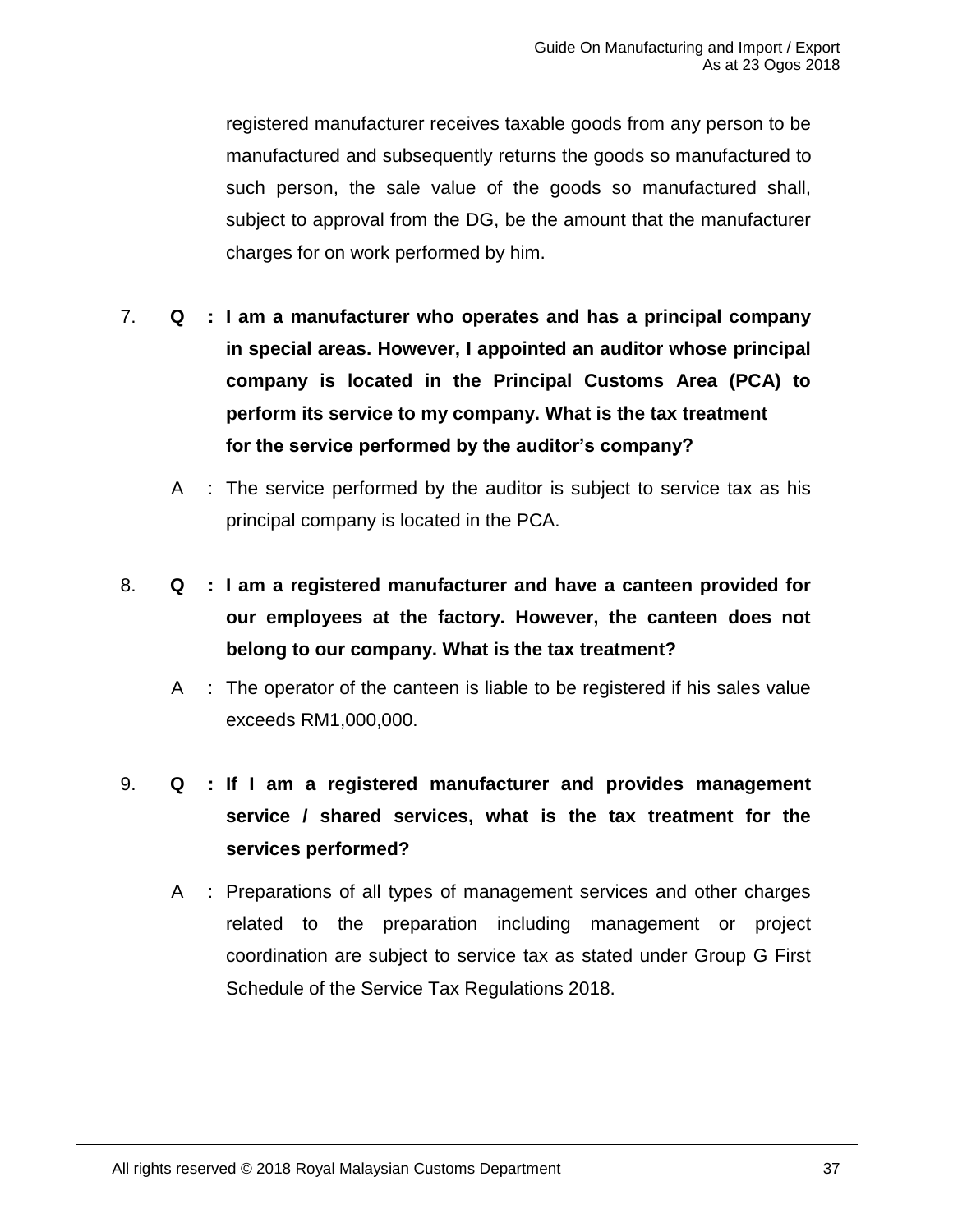registered manufacturer receives taxable goods from any person to be manufactured and subsequently returns the goods so manufactured to such person, the sale value of the goods so manufactured shall, subject to approval from the DG, be the amount that the manufacturer charges for on work performed by him.

7. **Q : I am a manufacturer who operates and has a principal company in special areas. However, I appointed an auditor whose principal company is located in the Principal Customs Area (PCA) to perform its service to my company. What is the tax treatment for the service performed by the auditor's company?**

   A : The service performed by the auditor is subject to service tax as his principal company is located in the PCA.

8. **Q : I am a registered manufacturer and have a canteen provided for our employees at the factory. However, the canteen does not belong to our company. What is the tax treatment?**

   A : The operator of the canteen is liable to be registered if his sales value exceeds RM1,000,000.

9. **Q : If I am a registered manufacturer and provides management service / shared services, what is the tax treatment for the services performed?**

   A : Preparations of all types of management services and other charges related to the preparation including management or project coordination are subject to service tax as stated under Group G First Schedule of the Service Tax Regulations 2018.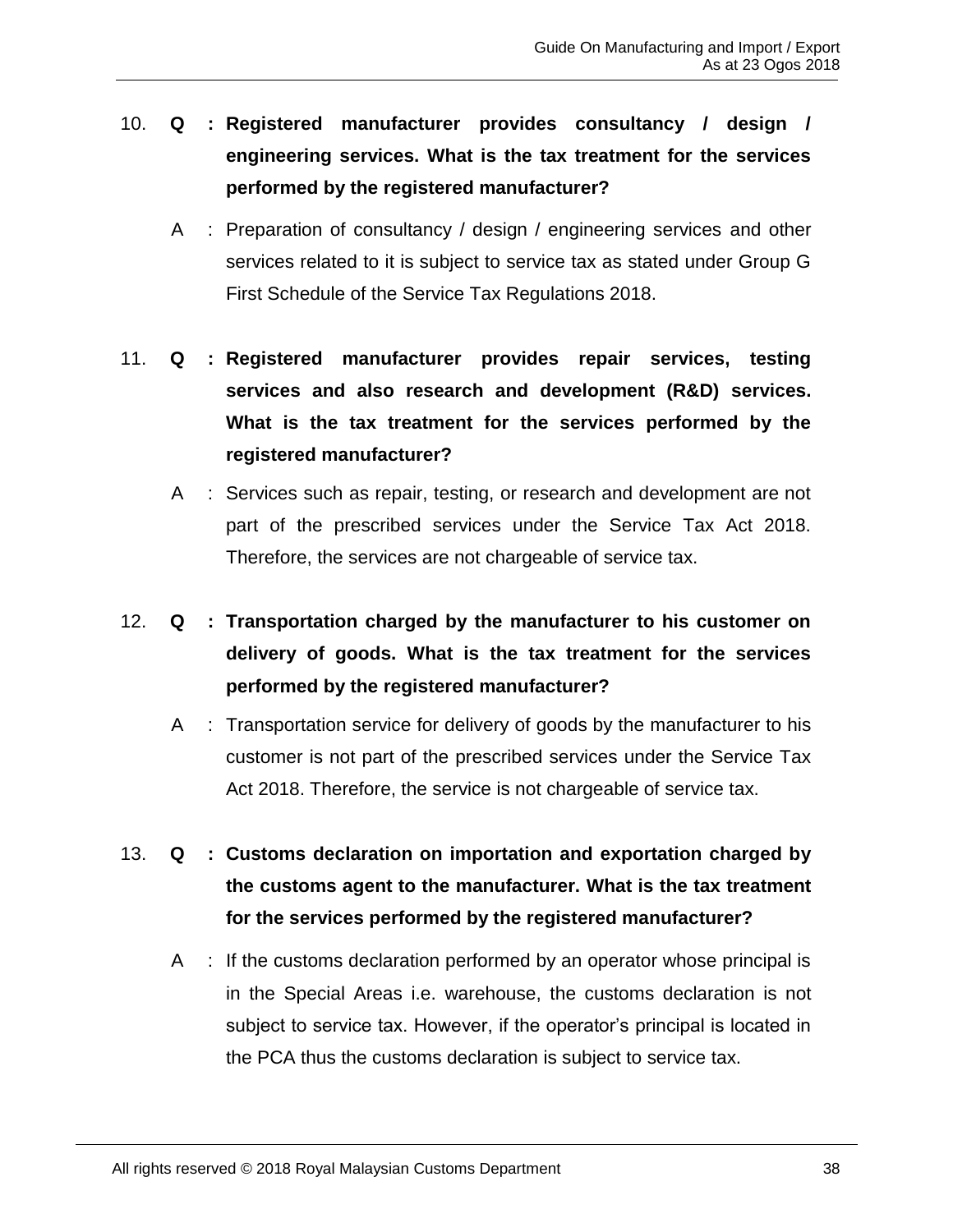10. **Q : Registered manufacturer provides consultancy / design / engineering services. What is the tax treatment for the services performed by the registered manufacturer?**

    A : Preparation of consultancy / design / engineering services and other services related to it is subject to service tax as stated under Group G First Schedule of the Service Tax Regulations 2018.

11. **Q : Registered manufacturer provides repair services, testing services and also research and development (R&D) services. What is the tax treatment for the services performed by the registered manufacturer?**

    A : Services such as repair, testing, or research and development are not part of the prescribed services under the Service Tax Act 2018. Therefore, the services are not chargeable of service tax.

12. **Q : Transportation charged by the manufacturer to his customer on delivery of goods. What is the tax treatment for the services performed by the registered manufacturer?**

    A : Transportation service for delivery of goods by the manufacturer to his customer is not part of the prescribed services under the Service Tax Act 2018. Therefore, the service is not chargeable of service tax.

13. **Q : Customs declaration on importation and exportation charged by the customs agent to the manufacturer. What is the tax treatment for the services performed by the registered manufacturer?**

    A : If the customs declaration performed by an operator whose principal is in the Special Areas i.e. warehouse, the customs declaration is not subject to service tax. However, if the operator's principal is located in the PCA thus the customs declaration is subject to service tax.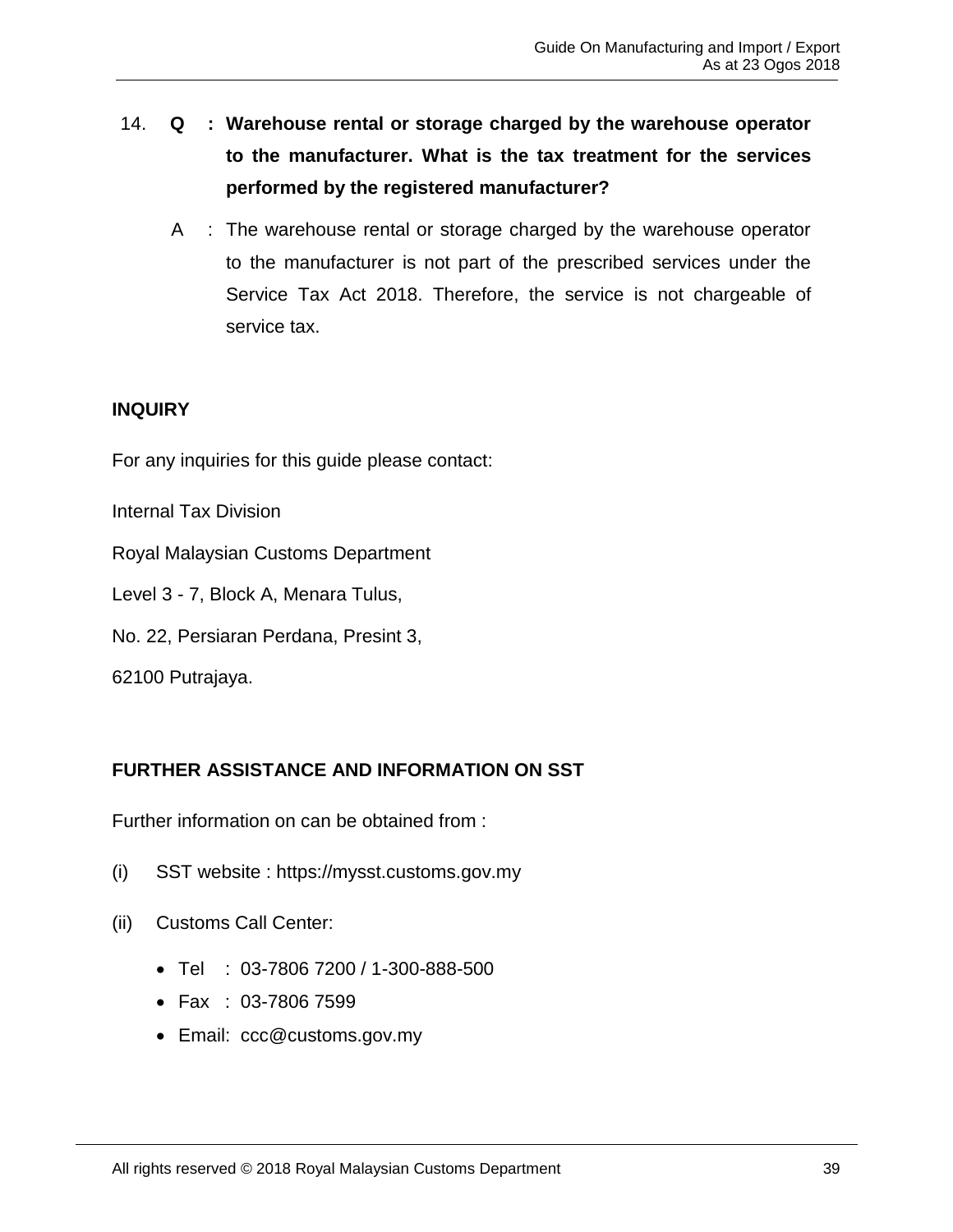14. **Q : Warehouse rental or storage charged by the warehouse operator to the manufacturer. What is the tax treatment for the services performed by the registered manufacturer?**

    A : The warehouse rental or storage charged by the warehouse operator to the manufacturer is not part of the prescribed services under the Service Tax Act 2018. Therefore, the service is not chargeable of service tax.

## INQUIRY

For any inquiries for this guide please contact:

Internal Tax Division

Royal Malaysian Customs Department

Level 3 - 7, Block A, Menara Tulus,

No. 22, Persiaran Perdana, Presint 3,

62100 Putrajaya.

## FURTHER ASSISTANCE AND INFORMATION ON SST

Further information on can be obtained from :

(i) SST website : https://mysst.customs.gov.my

(ii) Customs Call Center:

- Tel : 03-7806 7200 / 1-300-888-500
- Fax : 03-7806 7599
- Email: ccc@customs.gov.my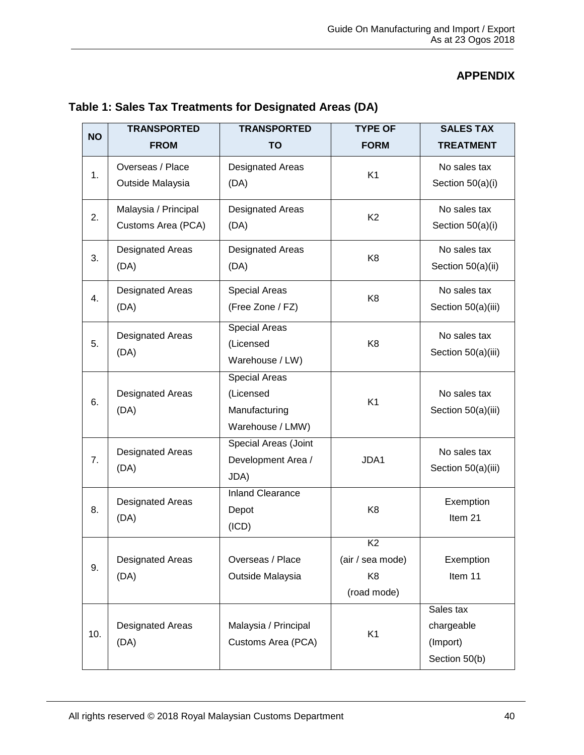## APPENDIX

**Table 1: Sales Tax Treatments for Designated Areas (DA)**

| NO | TRANSPORTED FROM | TRANSPORTED TO | TYPE OF FORM | SALES TAX TREATMENT |
|---|---|---|---|---|
| 1. | Overseas / Place Outside Malaysia | Designated Areas (DA) | K1 | No sales tax Section 50(a)(i) |
| 2. | Malaysia / Principal Customs Area (PCA) | Designated Areas (DA) | K2 | No sales tax Section 50(a)(i) |
| 3. | Designated Areas (DA) | Designated Areas (DA) | K8 | No sales tax Section 50(a)(ii) |
| 4. | Designated Areas (DA) | Special Areas (Free Zone / FZ) | K8 | No sales tax Section 50(a)(iii) |
| 5. | Designated Areas (DA) | Special Areas (Licensed Warehouse / LW) | K8 | No sales tax Section 50(a)(iii) |
| 6. | Designated Areas (DA) | Special Areas (Licensed Manufacturing Warehouse / LMW) | K1 | No sales tax Section 50(a)(iii) |
| 7. | Designated Areas (DA) | Special Areas (Joint Development Area / JDA) | JDA1 | No sales tax Section 50(a)(iii) |
| 8. | Designated Areas (DA) | Inland Clearance Depot (ICD) | K8 | Exemption Item 21 |
| 9. | Designated Areas (DA) | Overseas / Place Outside Malaysia | K2 (air / sea mode) K8 (road mode) | Exemption Item 11 |
| 10. | Designated Areas (DA) | Malaysia / Principal Customs Area (PCA) | K1 | Sales tax chargeable (Import) Section 50(b) |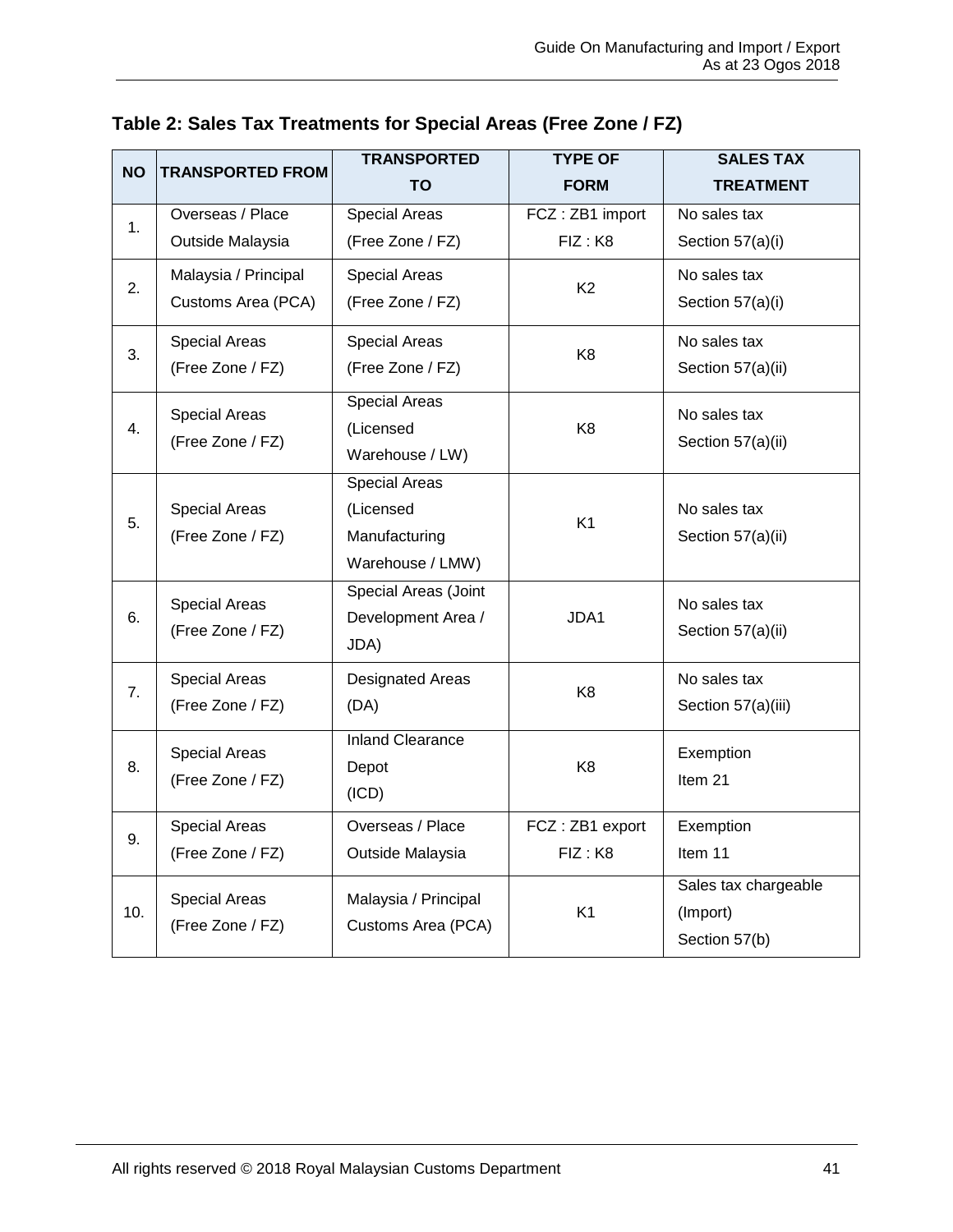**Table 2: Sales Tax Treatments for Special Areas (Free Zone / FZ)**

| NO | TRANSPORTED FROM | TRANSPORTED TO | TYPE OF FORM | SALES TAX TREATMENT |
|---|---|---|---|---|
| 1. | Overseas / Place Outside Malaysia | Special Areas (Free Zone / FZ) | FCZ : ZB1 import<br>FIZ : K8 | No sales tax<br>Section 57(a)(i) |
| 2. | Malaysia / Principal Customs Area (PCA) | Special Areas (Free Zone / FZ) | K2 | No sales tax<br>Section 57(a)(i) |
| 3. | Special Areas (Free Zone / FZ) | Special Areas (Free Zone / FZ) | K8 | No sales tax<br>Section 57(a)(ii) |
| 4. | Special Areas (Free Zone / FZ) | Special Areas (Licensed Warehouse / LW) | K8 | No sales tax<br>Section 57(a)(ii) |
| 5. | Special Areas (Free Zone / FZ) | Special Areas (Licensed Manufacturing Warehouse / LMW) | K1 | No sales tax<br>Section 57(a)(ii) |
| 6. | Special Areas (Free Zone / FZ) | Special Areas (Joint Development Area / JDA) | JDA1 | No sales tax<br>Section 57(a)(ii) |
| 7. | Special Areas (Free Zone / FZ) | Designated Areas (DA) | K8 | No sales tax<br>Section 57(a)(iii) |
| 8. | Special Areas (Free Zone / FZ) | Inland Clearance Depot (ICD) | K8 | Exemption<br>Item 21 |
| 9. | Special Areas (Free Zone / FZ) | Overseas / Place Outside Malaysia | FCZ : ZB1 export<br>FIZ : K8 | Exemption<br>Item 11 |
| 10. | Special Areas (Free Zone / FZ) | Malaysia / Principal Customs Area (PCA) | K1 | Sales tax chargeable (Import)<br>Section 57(b) |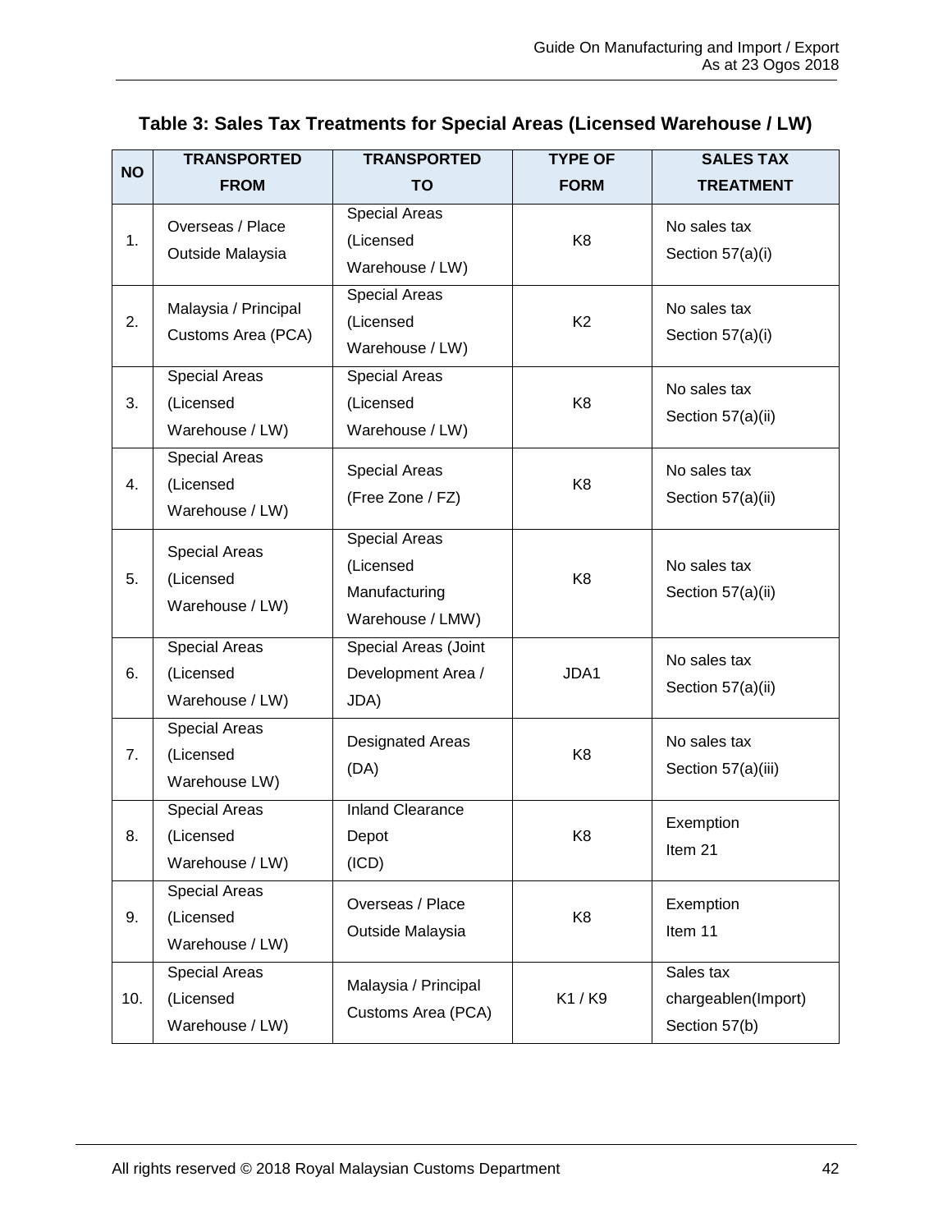**Table 3: Sales Tax Treatments for Special Areas (Licensed Warehouse / LW)**

| NO | TRANSPORTED FROM | TRANSPORTED TO | TYPE OF FORM | SALES TAX TREATMENT |
|---|---|---|---|---|
| 1. | Overseas / Place Outside Malaysia | Special Areas (Licensed Warehouse / LW) | K8 | No sales tax Section 57(a)(i) |
| 2. | Malaysia / Principal Customs Area (PCA) | Special Areas (Licensed Warehouse / LW) | K2 | No sales tax Section 57(a)(i) |
| 3. | Special Areas (Licensed Warehouse / LW) | Special Areas (Licensed Warehouse / LW) | K8 | No sales tax Section 57(a)(ii) |
| 4. | Special Areas (Licensed Warehouse / LW) | Special Areas (Free Zone / FZ) | K8 | No sales tax Section 57(a)(ii) |
| 5. | Special Areas (Licensed Warehouse / LW) | Special Areas (Licensed Manufacturing Warehouse / LMW) | K8 | No sales tax Section 57(a)(ii) |
| 6. | Special Areas (Licensed Warehouse / LW) | Special Areas (Joint Development Area / JDA) | JDA1 | No sales tax Section 57(a)(ii) |
| 7. | Special Areas (Licensed Warehouse LW) | Designated Areas (DA) | K8 | No sales tax Section 57(a)(iii) |
| 8. | Special Areas (Licensed Warehouse / LW) | Inland Clearance Depot (ICD) | K8 | Exemption Item 21 |
| 9. | Special Areas (Licensed Warehouse / LW) | Overseas / Place Outside Malaysia | K8 | Exemption Item 11 |
| 10. | Special Areas (Licensed Warehouse / LW) | Malaysia / Principal Customs Area (PCA) | K1 / K9 | Sales tax chargeablen(Import) Section 57(b) |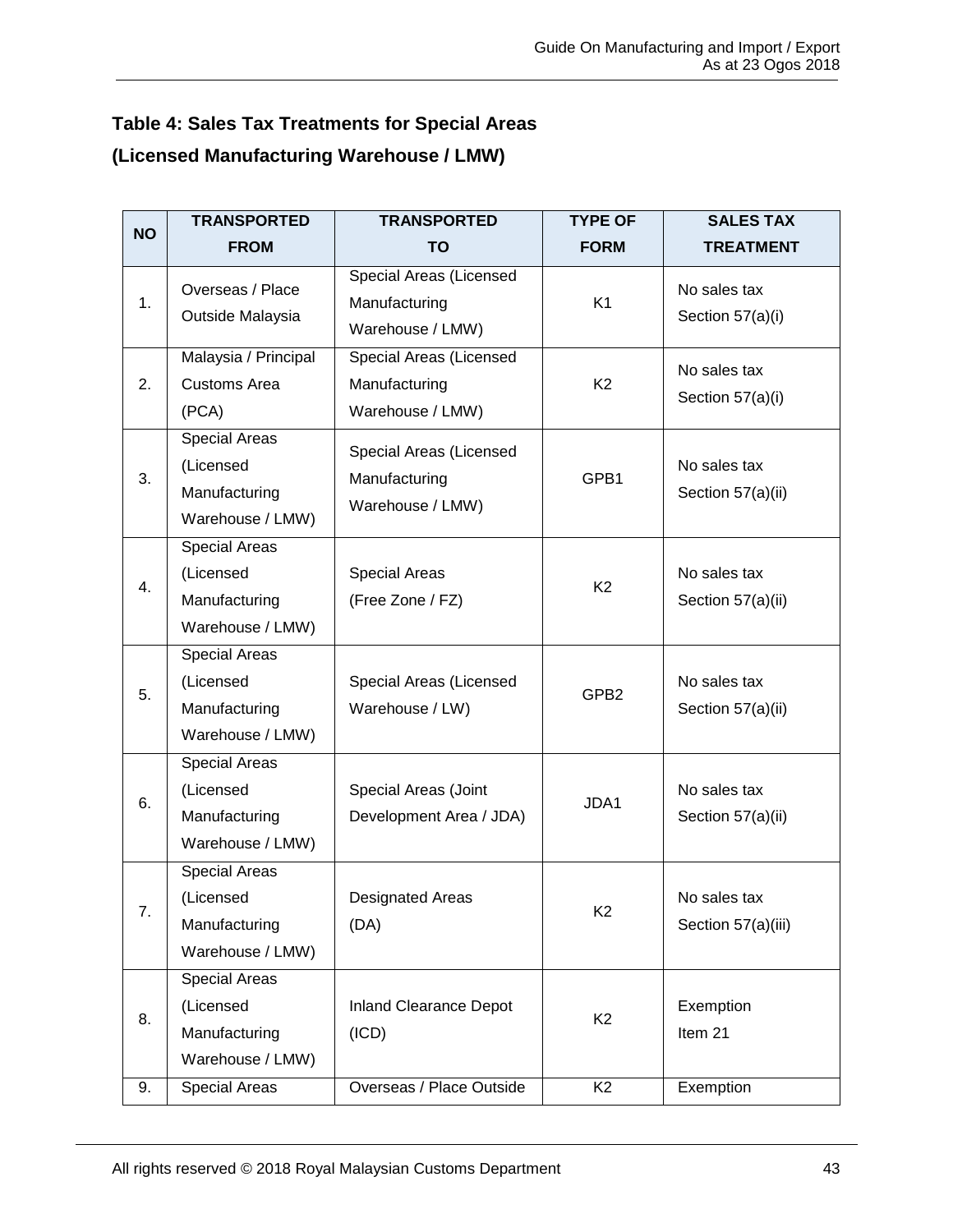## Table 4: Sales Tax Treatments for Special Areas

## (Licensed Manufacturing Warehouse / LMW)

| NO | TRANSPORTED FROM | TRANSPORTED TO | TYPE OF FORM | SALES TAX TREATMENT |
|---|---|---|---|---|
| 1. | Overseas / Place Outside Malaysia | Special Areas (Licensed Manufacturing Warehouse / LMW) | K1 | No sales tax Section 57(a)(i) |
| 2. | Malaysia / Principal Customs Area (PCA) | Special Areas (Licensed Manufacturing Warehouse / LMW) | K2 | No sales tax Section 57(a)(i) |
| 3. | Special Areas (Licensed Manufacturing Warehouse / LMW) | Special Areas (Licensed Manufacturing Warehouse / LMW) | GPB1 | No sales tax Section 57(a)(ii) |
| 4. | Special Areas (Licensed Manufacturing Warehouse / LMW) | Special Areas (Free Zone / FZ) | K2 | No sales tax Section 57(a)(ii) |
| 5. | Special Areas (Licensed Manufacturing Warehouse / LMW) | Special Areas (Licensed Warehouse / LW) | GPB2 | No sales tax Section 57(a)(ii) |
| 6. | Special Areas (Licensed Manufacturing Warehouse / LMW) | Special Areas (Joint Development Area / JDA) | JDA1 | No sales tax Section 57(a)(ii) |
| 7. | Special Areas (Licensed Manufacturing Warehouse / LMW) | Designated Areas (DA) | K2 | No sales tax Section 57(a)(iii) |
| 8. | Special Areas (Licensed Manufacturing Warehouse / LMW) | Inland Clearance Depot (ICD) | K2 | Exemption Item 21 |
| 9. | Special Areas | Overseas / Place Outside | K2 | Exemption |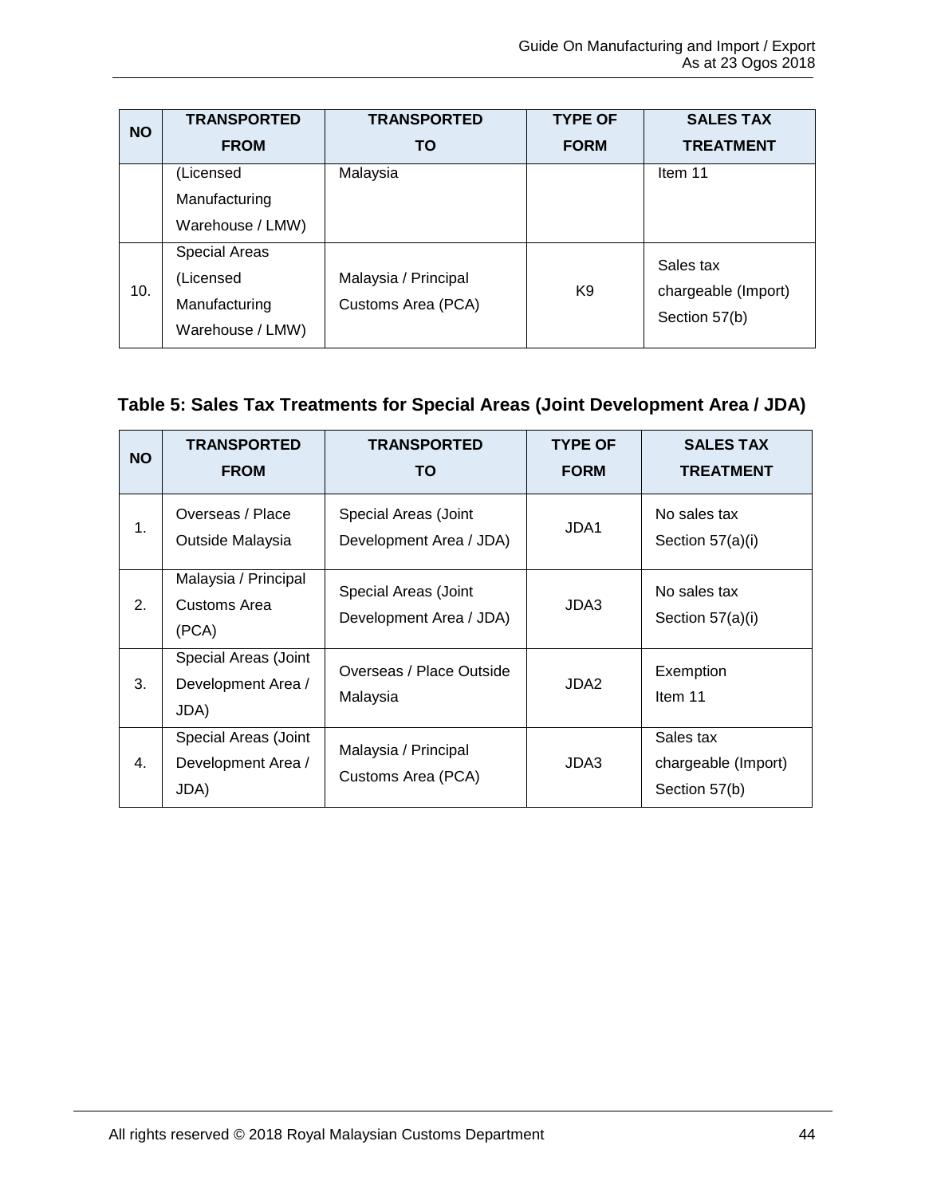| NO | TRANSPORTED FROM | TRANSPORTED TO | TYPE OF FORM | SALES TAX TREATMENT |
|---|---|---|---|---|
| | (Licensed Manufacturing Warehouse / LMW) | Malaysia | | Item 11 |
| 10. | Special Areas (Licensed Manufacturing Warehouse / LMW) | Malaysia / Principal Customs Area (PCA) | K9 | Sales tax chargeable (Import) Section 57(b) |

**Table 5: Sales Tax Treatments for Special Areas (Joint Development Area / JDA)**

| NO | TRANSPORTED FROM | TRANSPORTED TO | TYPE OF FORM | SALES TAX TREATMENT |
|---|---|---|---|---|
| 1. | Overseas / Place Outside Malaysia | Special Areas (Joint Development Area / JDA) | JDA1 | No sales tax Section 57(a)(i) |
| 2. | Malaysia / Principal Customs Area (PCA) | Special Areas (Joint Development Area / JDA) | JDA3 | No sales tax Section 57(a)(i) |
| 3. | Special Areas (Joint Development Area / JDA) | Overseas / Place Outside Malaysia | JDA2 | Exemption Item 11 |
| 4. | Special Areas (Joint Development Area / JDA) | Malaysia / Principal Customs Area (PCA) | JDA3 | Sales tax chargeable (Import) Section 57(b) |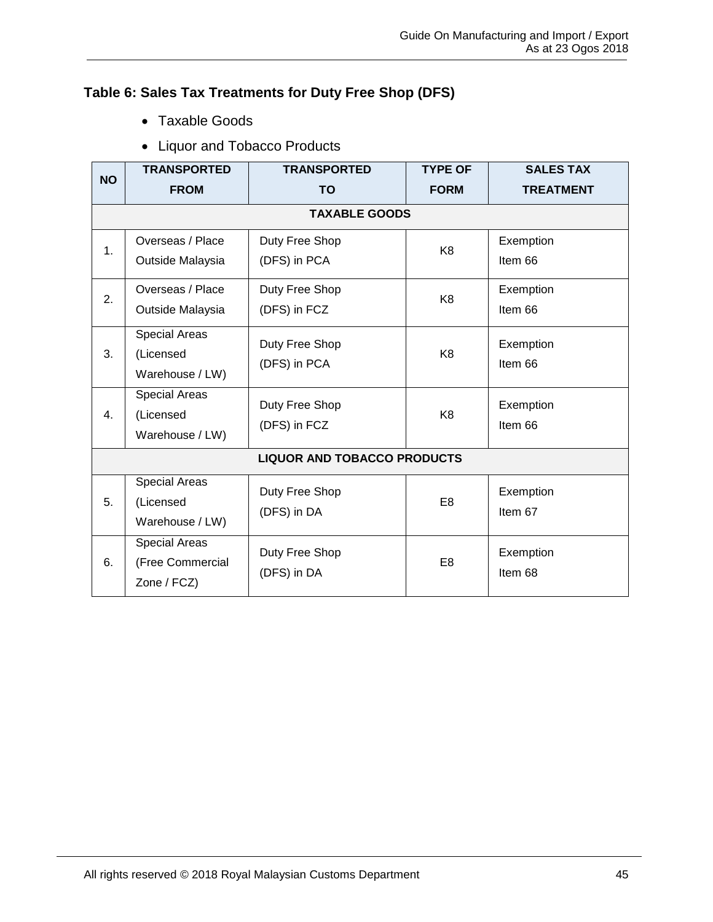**Table 6: Sales Tax Treatments for Duty Free Shop (DFS)**

- Taxable Goods
- Liquor and Tobacco Products

| NO | TRANSPORTED FROM | TRANSPORTED TO | TYPE OF FORM | SALES TAX TREATMENT |
|---|---|---|---|---|
| **TAXABLE GOODS** | | | | |
| 1. | Overseas / Place Outside Malaysia | Duty Free Shop (DFS) in PCA | K8 | Exemption Item 66 |
| 2. | Overseas / Place Outside Malaysia | Duty Free Shop (DFS) in FCZ | K8 | Exemption Item 66 |
| 3. | Special Areas (Licensed Warehouse / LW) | Duty Free Shop (DFS) in PCA | K8 | Exemption Item 66 |
| 4. | Special Areas (Licensed Warehouse / LW) | Duty Free Shop (DFS) in FCZ | K8 | Exemption Item 66 |
| **LIQUOR AND TOBACCO PRODUCTS** | | | | |
| 5. | Special Areas (Licensed Warehouse / LW) | Duty Free Shop (DFS) in DA | E8 | Exemption Item 67 |
| 6. | Special Areas (Free Commercial Zone / FCZ) | Duty Free Shop (DFS) in DA | E8 | Exemption Item 68 |